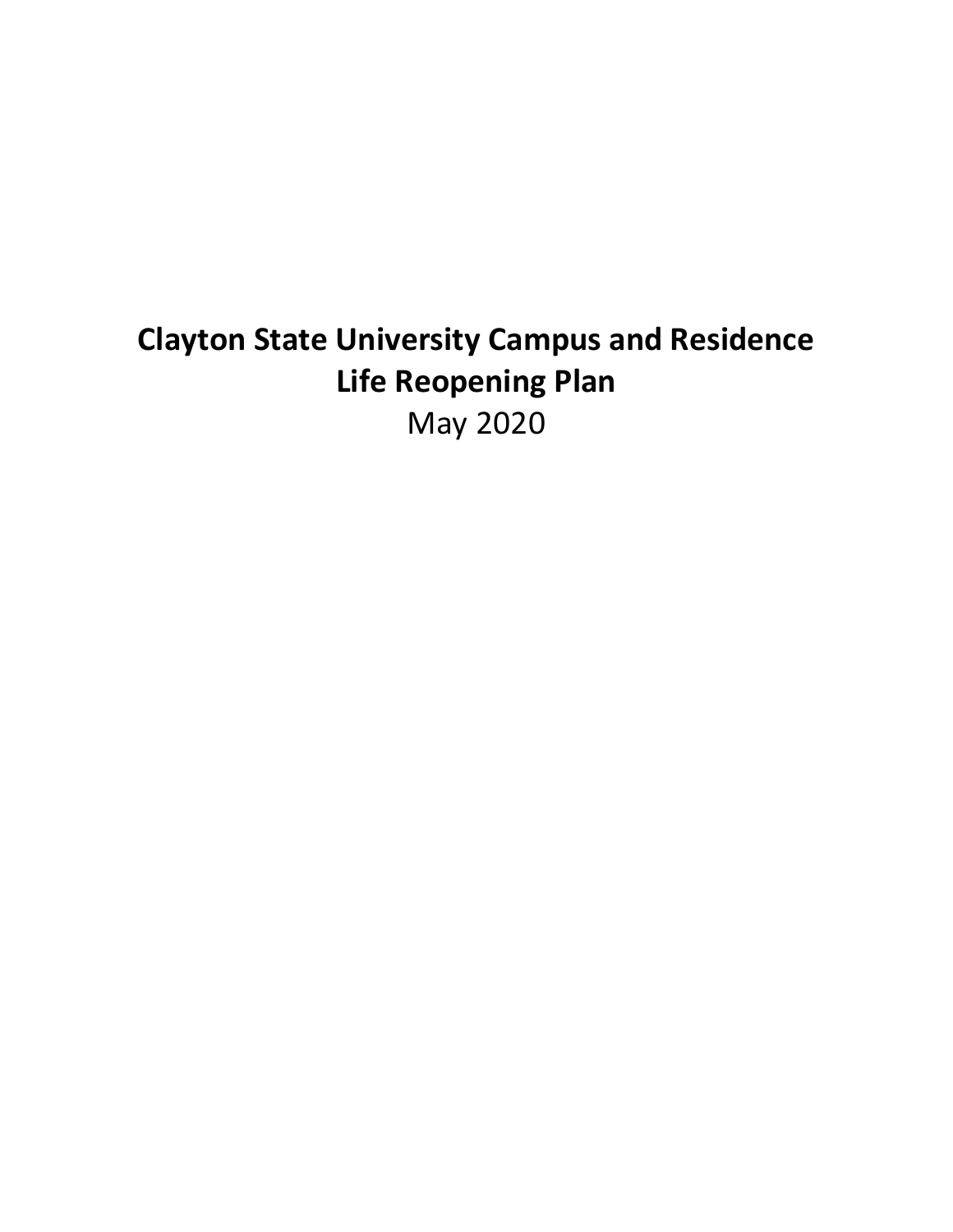# Clayton State University Campus and Residence Life Reopening Plan

May 2020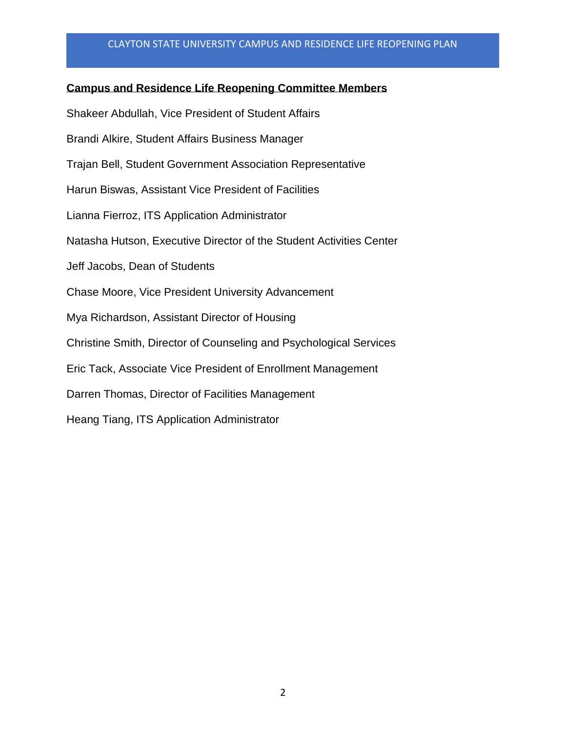## Campus and Residence Life Reopening Committee Members

Shakeer Abdullah, Vice President of Student Affairs

Brandi Alkire, Student Affairs Business Manager

Trajan Bell, Student Government Association Representative

Harun Biswas, Assistant Vice President of Facilities

Lianna Fierroz, ITS Application Administrator

Natasha Hutson, Executive Director of the Student Activities Center

Jeff Jacobs, Dean of Students

Chase Moore, Vice President University Advancement

Mya Richardson, Assistant Director of Housing

Christine Smith, Director of Counseling and Psychological Services

Eric Tack, Associate Vice President of Enrollment Management

Darren Thomas, Director of Facilities Management

Heang Tiang, ITS Application Administrator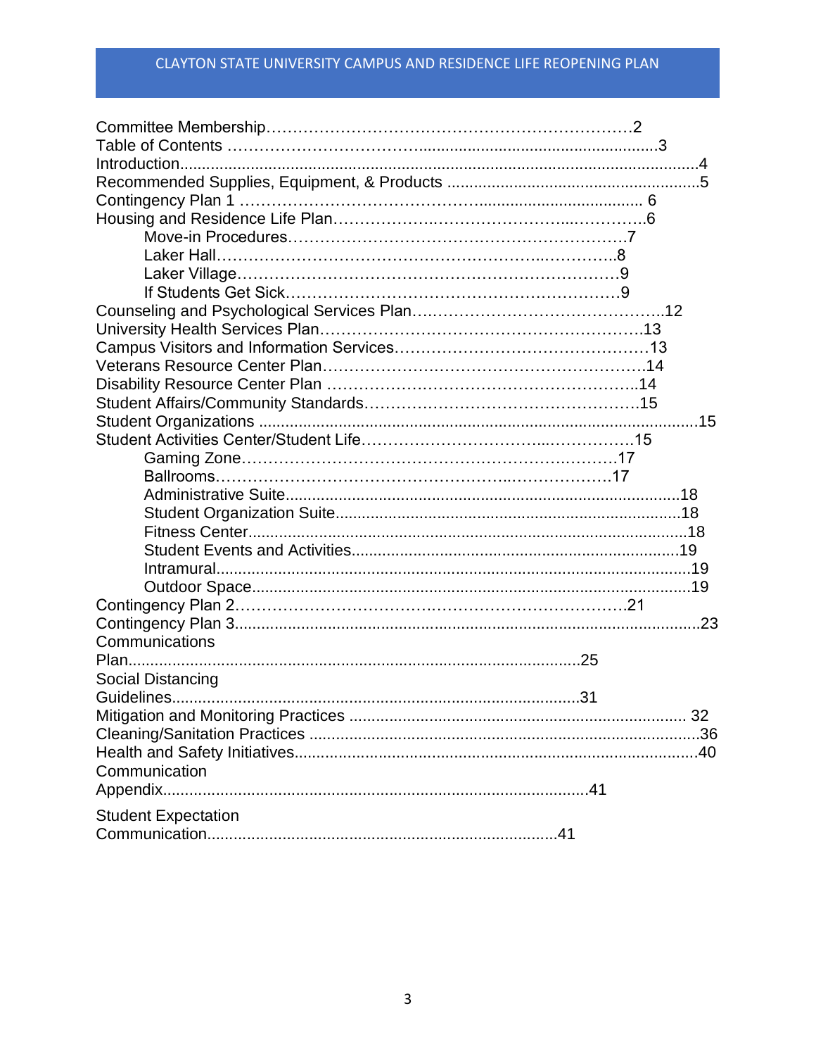Committee Membership…………………………………………………………2
Table of Contents ……………………………….......................................................3
Introduction.......................................................................................................................4
Recommended Supplies, Equipment, & Products .........................................................5
Contingency Plan 1 …………………………………..................................... 6
Housing and Residence Life Plan………………………………………...…………..6

- Move-in Procedures………………………………………………………7
- Laker Hall………………………………………………….…………..8
- Laker Village……………………………………………………………9
- If Students Get Sick………………………………………………………9

Counseling and Psychological Services Plan………………………………………..12
University Health Services Plan……………………………………………………13
Campus Visitors and Information Services…………………………………………13
Veterans Resource Center Plan……………………………………………………14
Disability Resource Center Plan …………………………………………………..14
Student Affairs/Community Standards……………………………………………15
Student Organizations ..................................................................................................15
Student Activities Center/Student Life……………………………...…………….15

- Gaming Zone……………………………………………………….…………17
- Ballrooms……………………………………………..………………17
- Administrative Suite.......................................................................................18
- Student Organization Suite............................................................................18
- Fitness Center..................................................................................................18
- Student Events and Activities........................................................................19
- Intramural.......................................................................................................19
- Outdoor Space..................................................................................................19

Contingency Plan 2…………………………………………………………21
Contingency Plan 3.........................................................................................................23
Communications Plan...................................................................................................25
Social Distancing Guidelines..........................................................................................31
Mitigation and Monitoring Practices .............................................................................. 32
Cleaning/Sanitation Practices ........................................................................................36
Health and Safety Initiatives..........................................................................................40
Communication Appendix...............................................................................................41
Student Expectation Communication..............................................................................41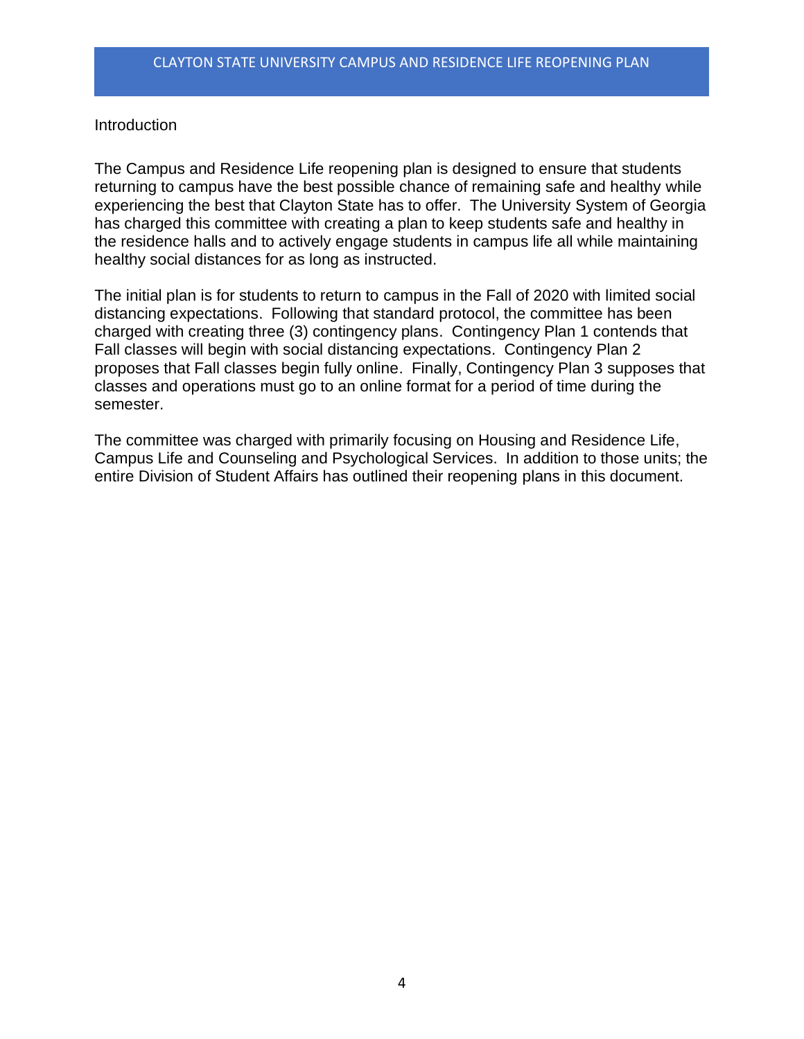## Introduction

The Campus and Residence Life reopening plan is designed to ensure that students returning to campus have the best possible chance of remaining safe and healthy while experiencing the best that Clayton State has to offer. The University System of Georgia has charged this committee with creating a plan to keep students safe and healthy in the residence halls and to actively engage students in campus life all while maintaining healthy social distances for as long as instructed.

The initial plan is for students to return to campus in the Fall of 2020 with limited social distancing expectations. Following that standard protocol, the committee has been charged with creating three (3) contingency plans. Contingency Plan 1 contends that Fall classes will begin with social distancing expectations. Contingency Plan 2 proposes that Fall classes begin fully online. Finally, Contingency Plan 3 supposes that classes and operations must go to an online format for a period of time during the semester.

The committee was charged with primarily focusing on Housing and Residence Life, Campus Life and Counseling and Psychological Services. In addition to those units; the entire Division of Student Affairs has outlined their reopening plans in this document.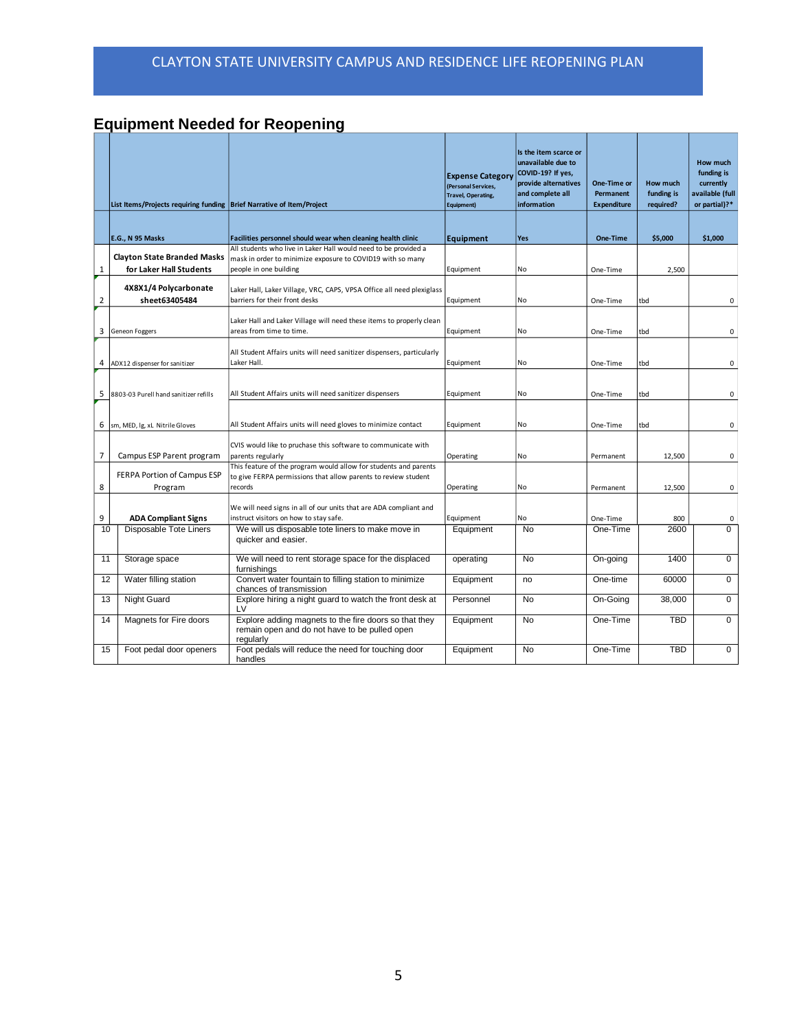# Equipment Needed for Reopening

| | List Items/Projects requiring funding | Brief Narrative of Item/Project | Expense Category (Personal Services, Travel, Operating, Equipment) | Is the item scarce or unavailable due to COVID-19? If yes, provide alternatives and complete all information | One-Time or Permanent Expenditure | How much funding is required? | How much funding is currently available (full or partial)?* |
|---|---|---|---|---|---|---|---|
| | **E.G., N 95 Masks** | **Facilities personnel should wear when cleaning health clinic** | **Equipment** | **Yes** | **One-Time** | **$5,000** | **$1,000** |
| 1 | **Clayton State Branded Masks for Laker Hall Students** | All students who live in Laker Hall would need to be provided a mask in order to minimize exposure to COVID19 with so many people in one building | Equipment | No | One-Time | 2,500 | |
| 2 | **4X8X1/4 Polycarbonate sheet63405484** | Laker Hall, Laker Village, VRC, CAPS, VPSA Office all need plexiglass barriers for their front desks | Equipment | No | One-Time | tbd | 0 |
| 3 | Geneon Foggers | Laker Hall and Laker Village will need these items to properly clean areas from time to time. | Equipment | No | One-Time | tbd | 0 |
| 4 | ADX12 dispenser for sanitizer | All Student Affairs units will need sanitizer dispensers, particularly Laker Hall. | Equipment | No | One-Time | tbd | 0 |
| 5 | 8803-03 Purell hand sanitizer refills | All Student Affairs units will need sanitizer dispensers | Equipment | No | One-Time | tbd | 0 |
| 6 | sm, MED, lg, xL Nitrile Gloves | All Student Affairs units will need gloves to minimize contact | Equipment | No | One-Time | tbd | 0 |
| 7 | Campus ESP Parent program | CVIS would like to pruchase this software to communicate with parents regularly | Operating | No | Permanent | 12,500 | 0 |
| 8 | FERPA Portion of Campus ESP Program | This feature of the program would allow for students and parents to give FERPA permissions that allow parents to review student records | Operating | No | Permanent | 12,500 | 0 |
| 9 | **ADA Compliant Signs** | We will need signs in all of our units that are ADA compliant and instruct visitors on how to stay safe. | Equipment | No | One-Time | 800 | 0 |
| 10 | Disposable Tote Liners | We will us disposable tote liners to make move in quicker and easier. | Equipment | No | One-Time | 2600 | 0 |
| 11 | Storage space | We will need to rent storage space for the displaced furnishings | operating | No | On-going | 1400 | 0 |
| 12 | Water filling station | Convert water fountain to filling station to minimize chances of transmission | Equipment | no | One-time | 60000 | 0 |
| 13 | Night Guard | Explore hiring a night guard to watch the front desk at LV | Personnel | No | On-Going | 38,000 | 0 |
| 14 | Magnets for Fire doors | Explore adding magnets to the fire doors so that they remain open and do not have to be pulled open regularly | Equipment | No | One-Time | TBD | 0 |
| 15 | Foot pedal door openers | Foot pedals will reduce the need for touching door handles | Equipment | No | One-Time | TBD | 0 |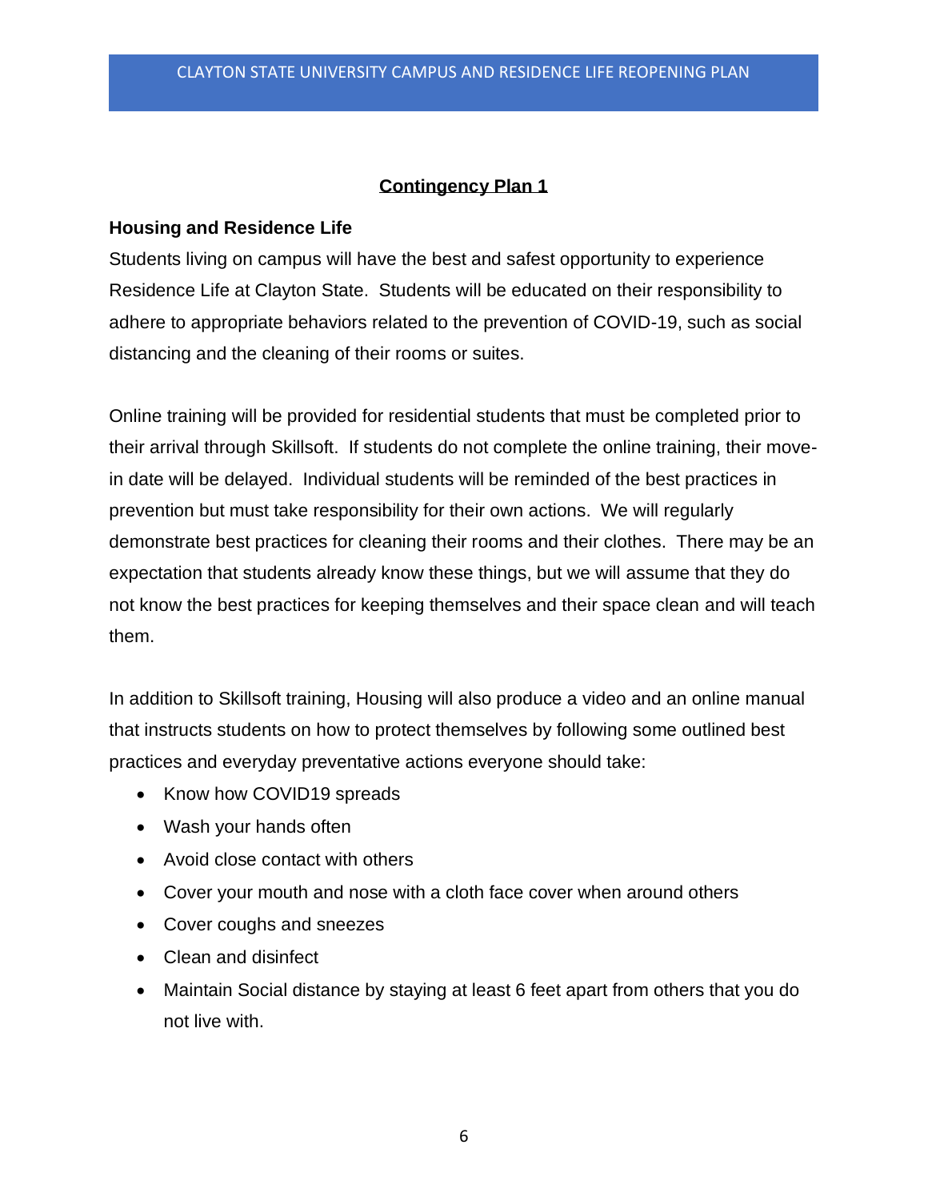## Contingency Plan 1

### Housing and Residence Life

Students living on campus will have the best and safest opportunity to experience Residence Life at Clayton State. Students will be educated on their responsibility to adhere to appropriate behaviors related to the prevention of COVID-19, such as social distancing and the cleaning of their rooms or suites.

Online training will be provided for residential students that must be completed prior to their arrival through Skillsoft. If students do not complete the online training, their move-in date will be delayed. Individual students will be reminded of the best practices in prevention but must take responsibility for their own actions. We will regularly demonstrate best practices for cleaning their rooms and their clothes. There may be an expectation that students already know these things, but we will assume that they do not know the best practices for keeping themselves and their space clean and will teach them.

In addition to Skillsoft training, Housing will also produce a video and an online manual that instructs students on how to protect themselves by following some outlined best practices and everyday preventative actions everyone should take:

- Know how COVID19 spreads
- Wash your hands often
- Avoid close contact with others
- Cover your mouth and nose with a cloth face cover when around others
- Cover coughs and sneezes
- Clean and disinfect
- Maintain Social distance by staying at least 6 feet apart from others that you do not live with.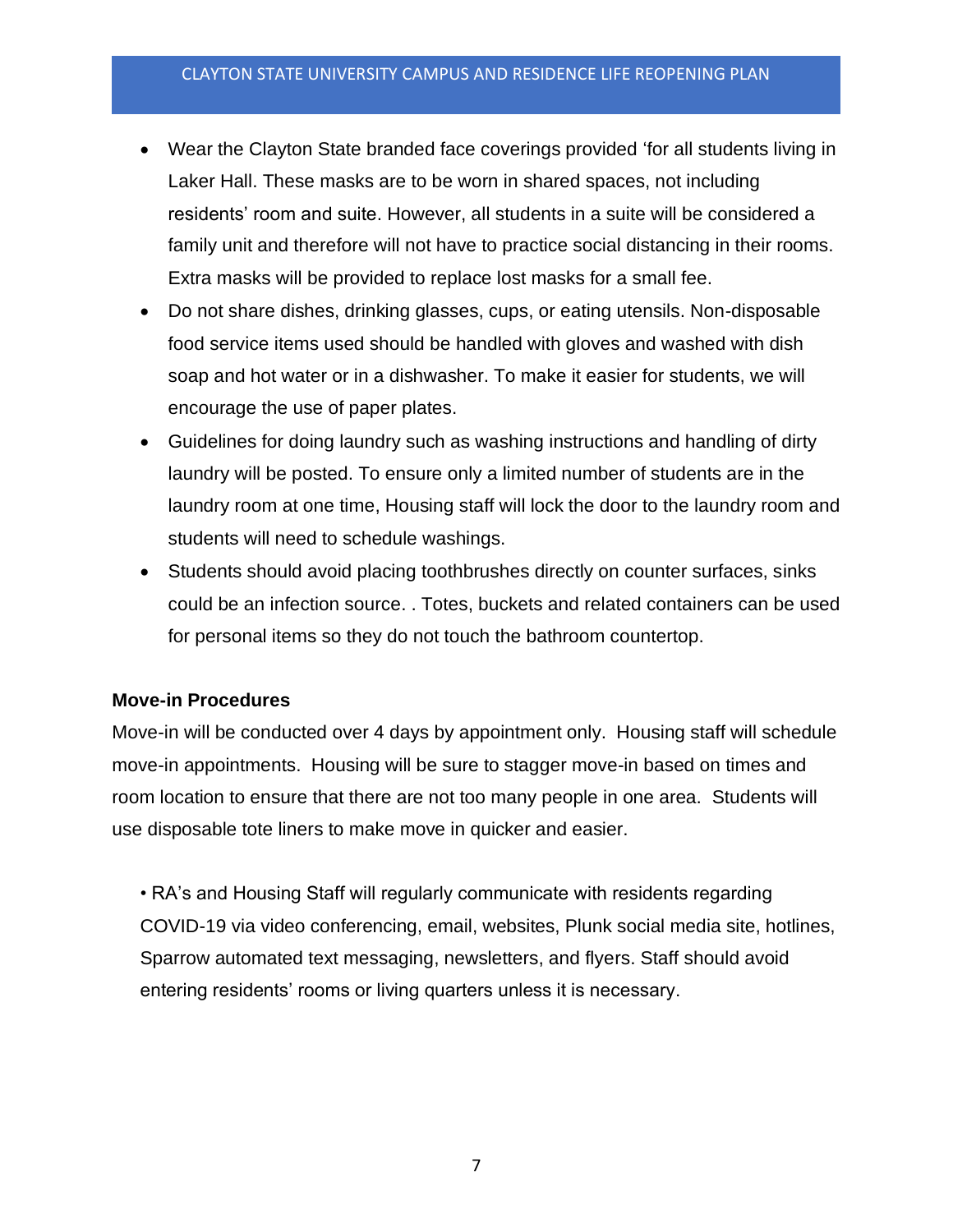- Wear the Clayton State branded face coverings provided 'for all students living in Laker Hall. These masks are to be worn in shared spaces, not including residents' room and suite. However, all students in a suite will be considered a family unit and therefore will not have to practice social distancing in their rooms. Extra masks will be provided to replace lost masks for a small fee.
- Do not share dishes, drinking glasses, cups, or eating utensils. Non-disposable food service items used should be handled with gloves and washed with dish soap and hot water or in a dishwasher. To make it easier for students, we will encourage the use of paper plates.
- Guidelines for doing laundry such as washing instructions and handling of dirty laundry will be posted. To ensure only a limited number of students are in the laundry room at one time, Housing staff will lock the door to the laundry room and students will need to schedule washings.
- Students should avoid placing toothbrushes directly on counter surfaces, sinks could be an infection source. . Totes, buckets and related containers can be used for personal items so they do not touch the bathroom countertop.

**Move-in Procedures**

Move-in will be conducted over 4 days by appointment only. Housing staff will schedule move-in appointments. Housing will be sure to stagger move-in based on times and room location to ensure that there are not too many people in one area. Students will use disposable tote liners to make move in quicker and easier.

• RA's and Housing Staff will regularly communicate with residents regarding COVID-19 via video conferencing, email, websites, Plunk social media site, hotlines, Sparrow automated text messaging, newsletters, and flyers. Staff should avoid entering residents' rooms or living quarters unless it is necessary.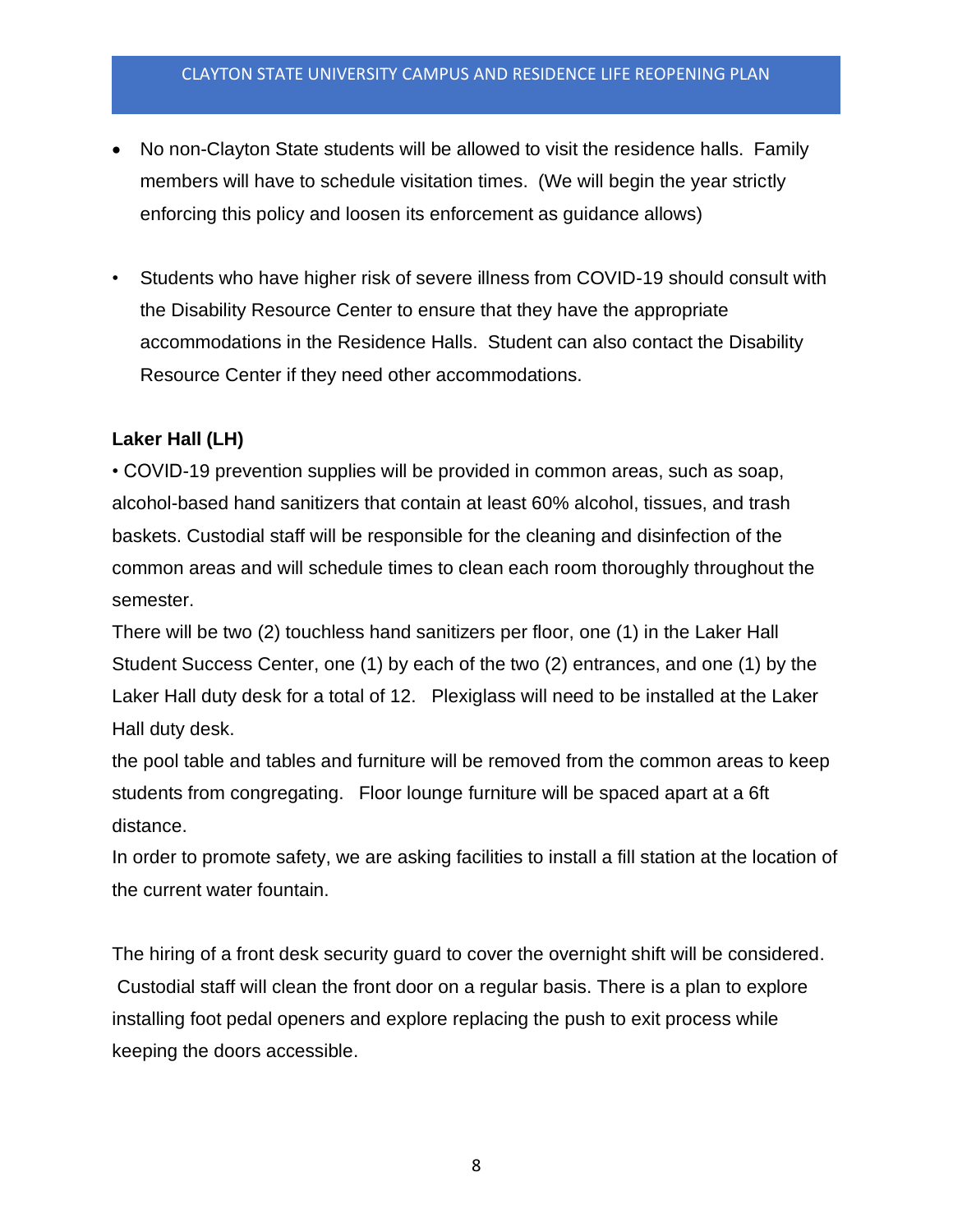- No non-Clayton State students will be allowed to visit the residence halls. Family members will have to schedule visitation times. (We will begin the year strictly enforcing this policy and loosen its enforcement as guidance allows)

- Students who have higher risk of severe illness from COVID-19 should consult with the Disability Resource Center to ensure that they have the appropriate accommodations in the Residence Halls. Student can also contact the Disability Resource Center if they need other accommodations.

**Laker Hall (LH)**

• COVID-19 prevention supplies will be provided in common areas, such as soap, alcohol-based hand sanitizers that contain at least 60% alcohol, tissues, and trash baskets. Custodial staff will be responsible for the cleaning and disinfection of the common areas and will schedule times to clean each room thoroughly throughout the semester.

There will be two (2) touchless hand sanitizers per floor, one (1) in the Laker Hall Student Success Center, one (1) by each of the two (2) entrances, and one (1) by the Laker Hall duty desk for a total of 12. Plexiglass will need to be installed at the Laker Hall duty desk.

the pool table and tables and furniture will be removed from the common areas to keep students from congregating. Floor lounge furniture will be spaced apart at a 6ft distance.

In order to promote safety, we are asking facilities to install a fill station at the location of the current water fountain.

The hiring of a front desk security guard to cover the overnight shift will be considered. Custodial staff will clean the front door on a regular basis. There is a plan to explore installing foot pedal openers and explore replacing the push to exit process while keeping the doors accessible.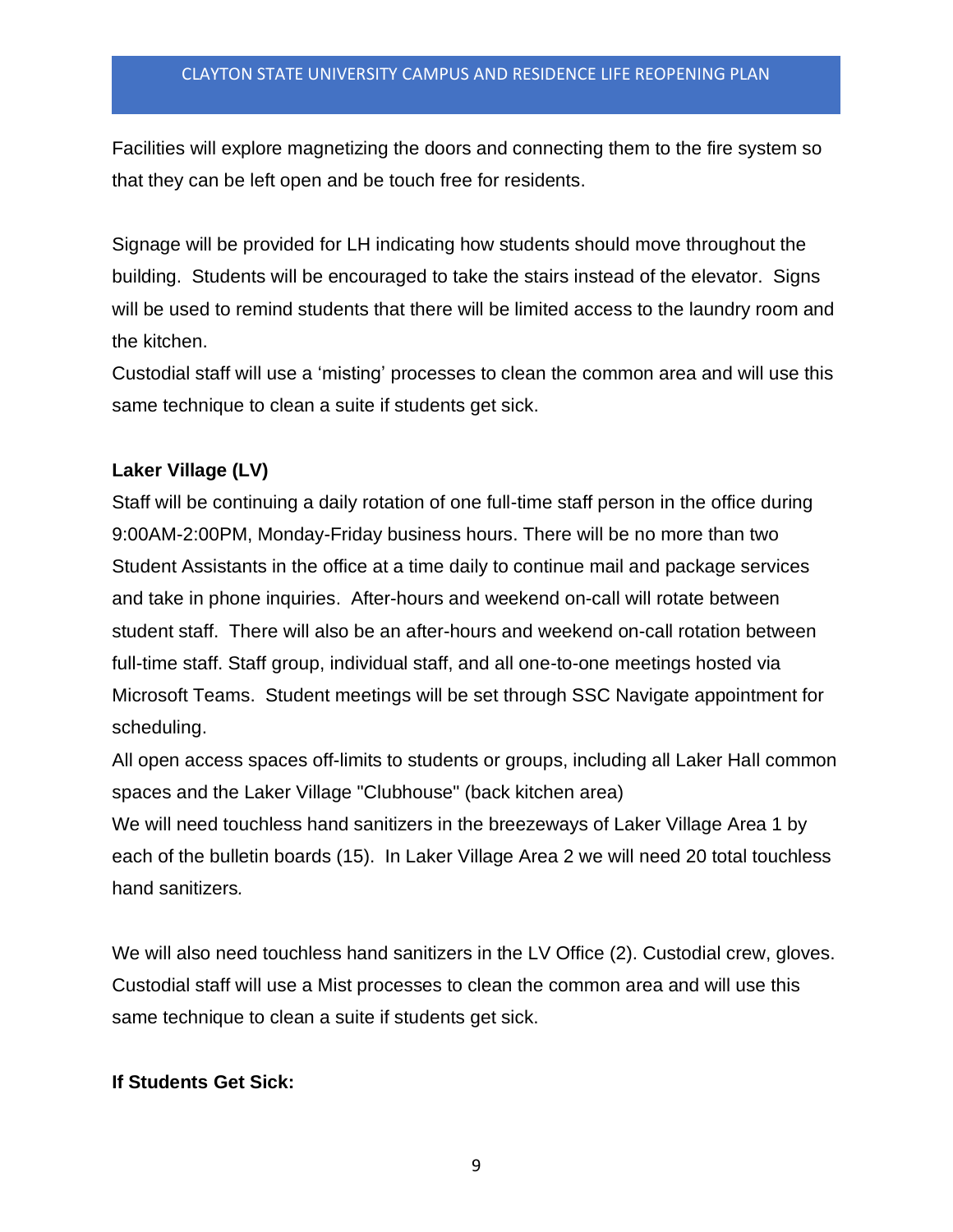Facilities will explore magnetizing the doors and connecting them to the fire system so that they can be left open and be touch free for residents.

Signage will be provided for LH indicating how students should move throughout the building. Students will be encouraged to take the stairs instead of the elevator. Signs will be used to remind students that there will be limited access to the laundry room and the kitchen.

Custodial staff will use a 'misting' processes to clean the common area and will use this same technique to clean a suite if students get sick.

**Laker Village (LV)**

Staff will be continuing a daily rotation of one full-time staff person in the office during 9:00AM-2:00PM, Monday-Friday business hours. There will be no more than two Student Assistants in the office at a time daily to continue mail and package services and take in phone inquiries. After-hours and weekend on-call will rotate between student staff. There will also be an after-hours and weekend on-call rotation between full-time staff. Staff group, individual staff, and all one-to-one meetings hosted via Microsoft Teams. Student meetings will be set through SSC Navigate appointment for scheduling.

All open access spaces off-limits to students or groups, including all Laker Hall common spaces and the Laker Village "Clubhouse" (back kitchen area)

We will need touchless hand sanitizers in the breezeways of Laker Village Area 1 by each of the bulletin boards (15). In Laker Village Area 2 we will need 20 total touchless hand sanitizers.

We will also need touchless hand sanitizers in the LV Office (2). Custodial crew, gloves. Custodial staff will use a Mist processes to clean the common area and will use this same technique to clean a suite if students get sick.

**If Students Get Sick:**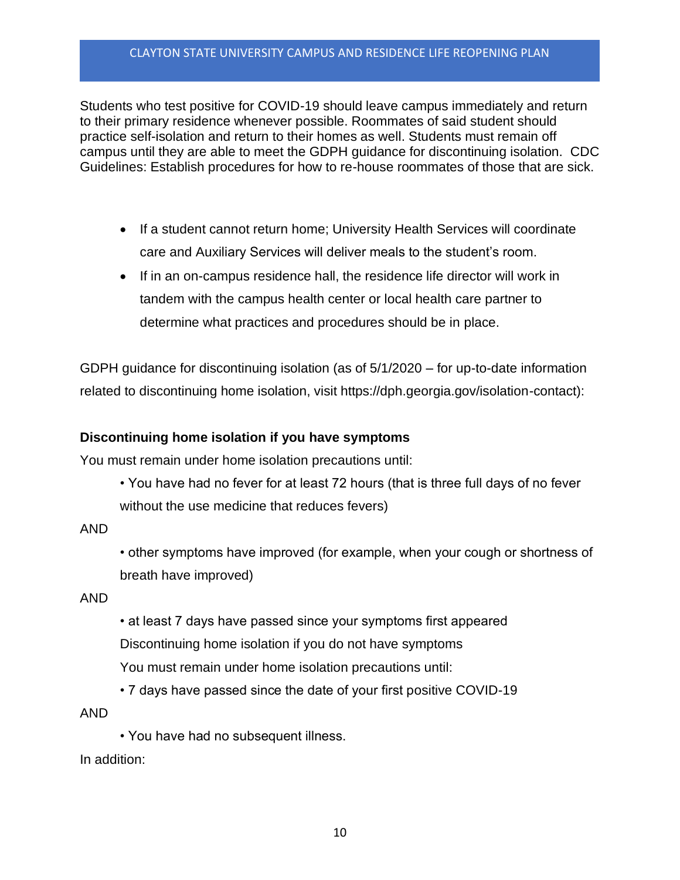Students who test positive for COVID-19 should leave campus immediately and return to their primary residence whenever possible. Roommates of said student should practice self-isolation and return to their homes as well. Students must remain off campus until they are able to meet the GDPH guidance for discontinuing isolation. CDC Guidelines: Establish procedures for how to re-house roommates of those that are sick.

- If a student cannot return home; University Health Services will coordinate care and Auxiliary Services will deliver meals to the student's room.
- If in an on-campus residence hall, the residence life director will work in tandem with the campus health center or local health care partner to determine what practices and procedures should be in place.

GDPH guidance for discontinuing isolation (as of 5/1/2020 – for up-to-date information related to discontinuing home isolation, visit https://dph.georgia.gov/isolation-contact):

**Discontinuing home isolation if you have symptoms**

You must remain under home isolation precautions until:

• You have had no fever for at least 72 hours (that is three full days of no fever without the use medicine that reduces fevers)

AND

• other symptoms have improved (for example, when your cough or shortness of breath have improved)

AND

• at least 7 days have passed since your symptoms first appeared

Discontinuing home isolation if you do not have symptoms

You must remain under home isolation precautions until:

• 7 days have passed since the date of your first positive COVID-19

AND

• You have had no subsequent illness.

In addition: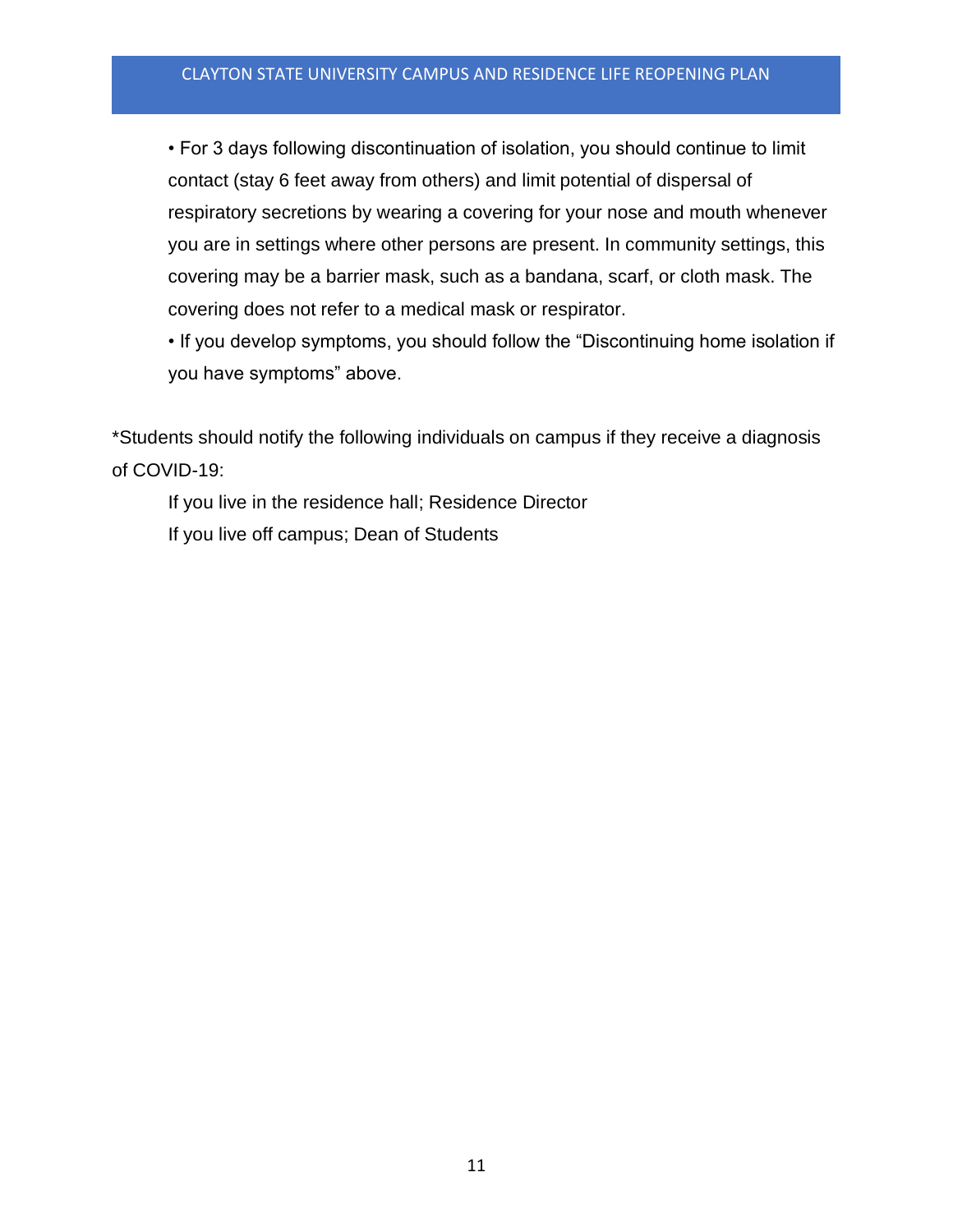- For 3 days following discontinuation of isolation, you should continue to limit contact (stay 6 feet away from others) and limit potential of dispersal of respiratory secretions by wearing a covering for your nose and mouth whenever you are in settings where other persons are present. In community settings, this covering may be a barrier mask, such as a bandana, scarf, or cloth mask. The covering does not refer to a medical mask or respirator.
- If you develop symptoms, you should follow the "Discontinuing home isolation if you have symptoms" above.

*Students should notify the following individuals on campus if they receive a diagnosis of COVID-19:

If you live in the residence hall; Residence Director

If you live off campus; Dean of Students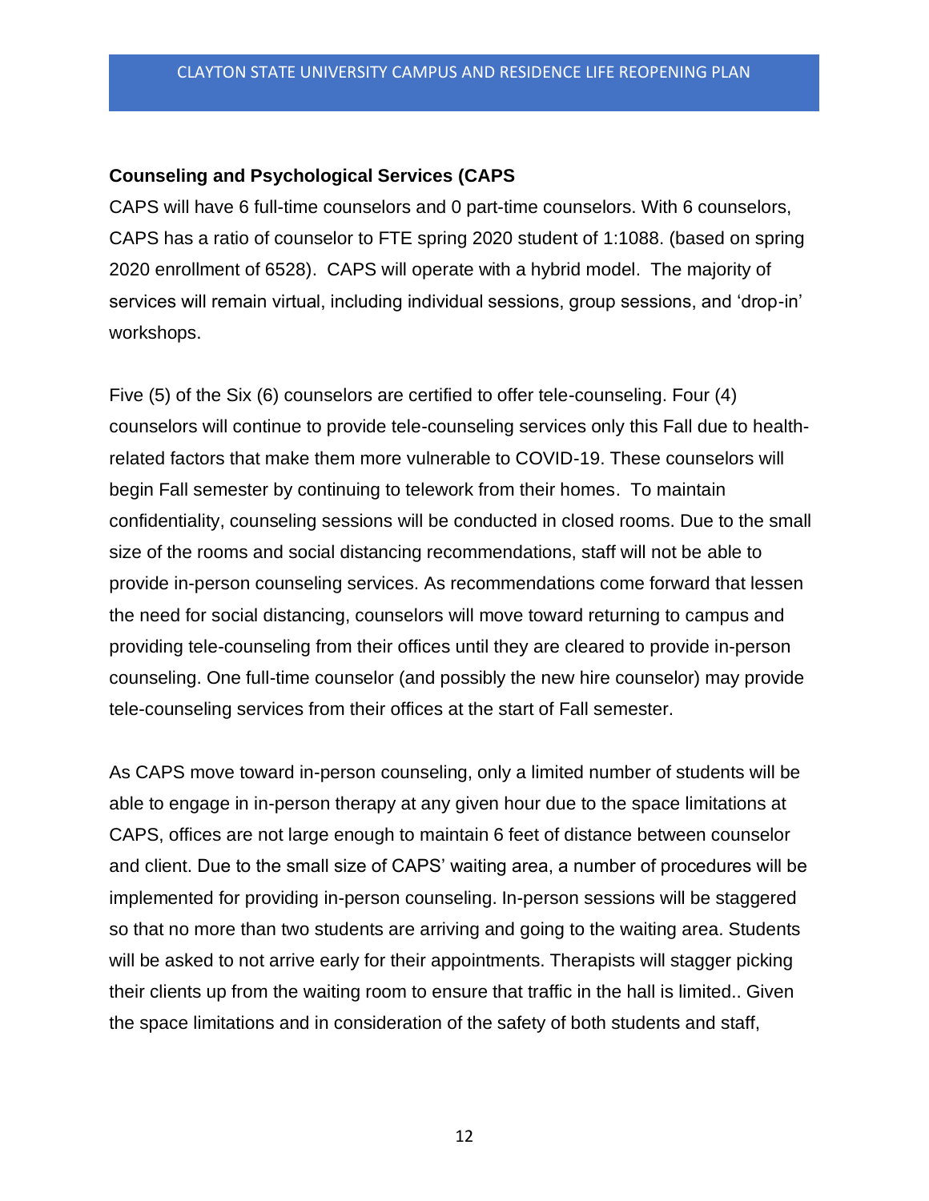**Counseling and Psychological Services (CAPS**

CAPS will have 6 full-time counselors and 0 part-time counselors. With 6 counselors, CAPS has a ratio of counselor to FTE spring 2020 student of 1:1088. (based on spring 2020 enrollment of 6528). CAPS will operate with a hybrid model. The majority of services will remain virtual, including individual sessions, group sessions, and 'drop-in' workshops.

Five (5) of the Six (6) counselors are certified to offer tele-counseling. Four (4) counselors will continue to provide tele-counseling services only this Fall due to health-related factors that make them more vulnerable to COVID-19. These counselors will begin Fall semester by continuing to telework from their homes. To maintain confidentiality, counseling sessions will be conducted in closed rooms. Due to the small size of the rooms and social distancing recommendations, staff will not be able to provide in-person counseling services. As recommendations come forward that lessen the need for social distancing, counselors will move toward returning to campus and providing tele-counseling from their offices until they are cleared to provide in-person counseling. One full-time counselor (and possibly the new hire counselor) may provide tele-counseling services from their offices at the start of Fall semester.

As CAPS move toward in-person counseling, only a limited number of students will be able to engage in in-person therapy at any given hour due to the space limitations at CAPS, offices are not large enough to maintain 6 feet of distance between counselor and client. Due to the small size of CAPS' waiting area, a number of procedures will be implemented for providing in-person counseling. In-person sessions will be staggered so that no more than two students are arriving and going to the waiting area. Students will be asked to not arrive early for their appointments. Therapists will stagger picking their clients up from the waiting room to ensure that traffic in the hall is limited.. Given the space limitations and in consideration of the safety of both students and staff,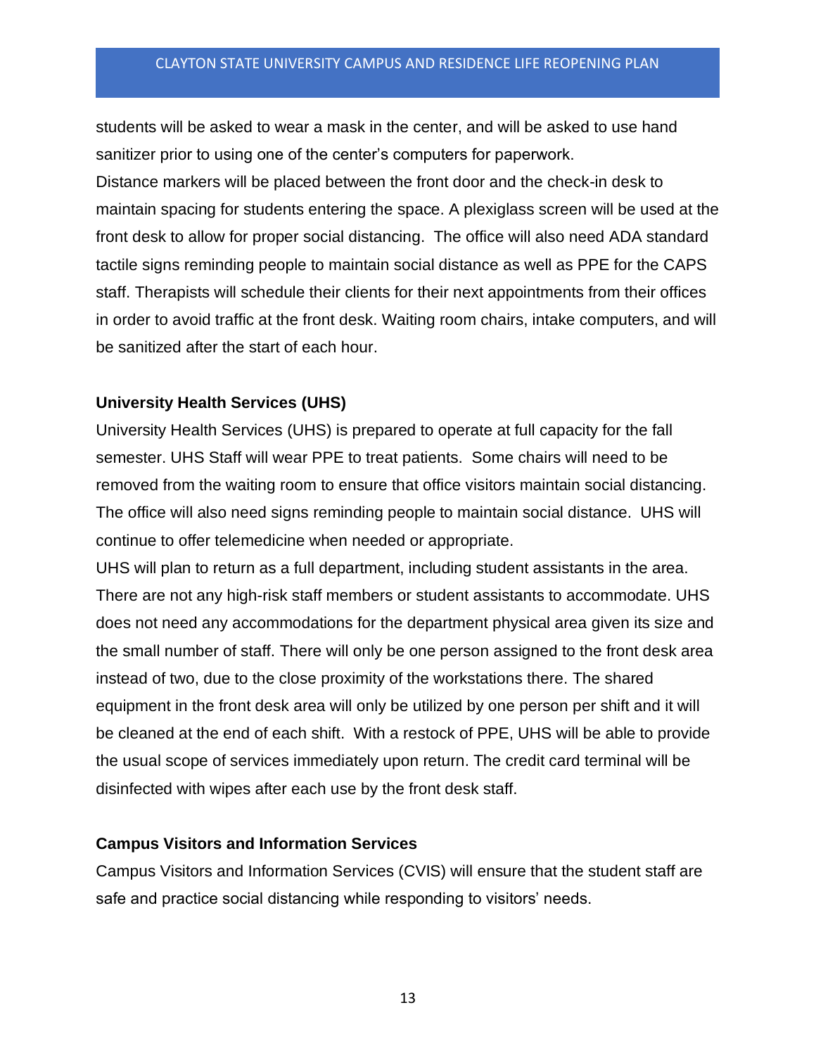students will be asked to wear a mask in the center, and will be asked to use hand sanitizer prior to using one of the center's computers for paperwork.

Distance markers will be placed between the front door and the check-in desk to maintain spacing for students entering the space. A plexiglass screen will be used at the front desk to allow for proper social distancing. The office will also need ADA standard tactile signs reminding people to maintain social distance as well as PPE for the CAPS staff. Therapists will schedule their clients for their next appointments from their offices in order to avoid traffic at the front desk. Waiting room chairs, intake computers, and will be sanitized after the start of each hour.

**University Health Services (UHS)**

University Health Services (UHS) is prepared to operate at full capacity for the fall semester. UHS Staff will wear PPE to treat patients. Some chairs will need to be removed from the waiting room to ensure that office visitors maintain social distancing. The office will also need signs reminding people to maintain social distance. UHS will continue to offer telemedicine when needed or appropriate.

UHS will plan to return as a full department, including student assistants in the area. There are not any high-risk staff members or student assistants to accommodate. UHS does not need any accommodations for the department physical area given its size and the small number of staff. There will only be one person assigned to the front desk area instead of two, due to the close proximity of the workstations there. The shared equipment in the front desk area will only be utilized by one person per shift and it will be cleaned at the end of each shift. With a restock of PPE, UHS will be able to provide the usual scope of services immediately upon return. The credit card terminal will be disinfected with wipes after each use by the front desk staff.

**Campus Visitors and Information Services**

Campus Visitors and Information Services (CVIS) will ensure that the student staff are safe and practice social distancing while responding to visitors' needs.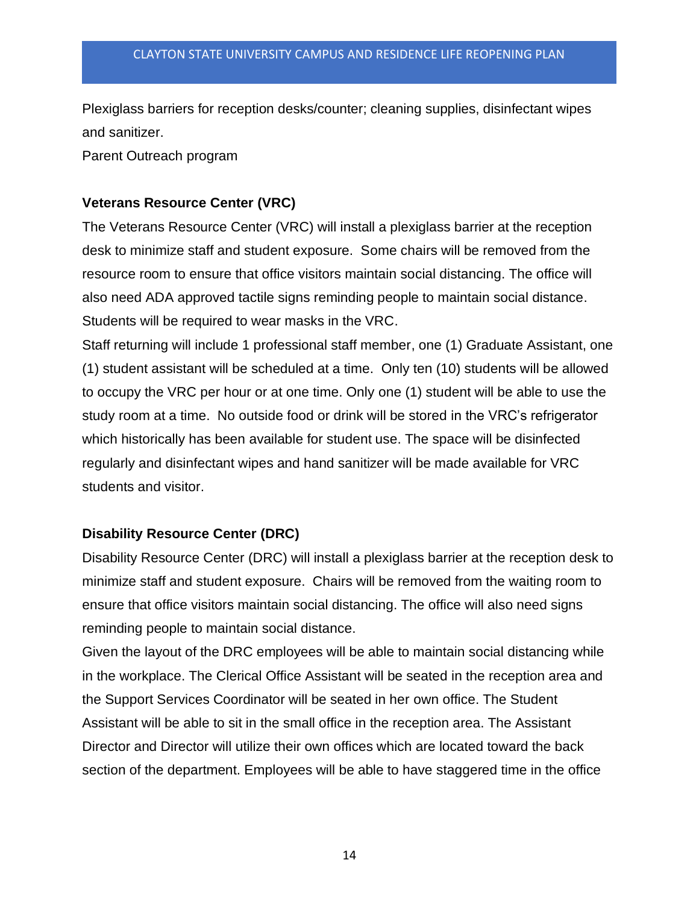Plexiglass barriers for reception desks/counter; cleaning supplies, disinfectant wipes and sanitizer.

Parent Outreach program

**Veterans Resource Center (VRC)**

The Veterans Resource Center (VRC) will install a plexiglass barrier at the reception desk to minimize staff and student exposure. Some chairs will be removed from the resource room to ensure that office visitors maintain social distancing. The office will also need ADA approved tactile signs reminding people to maintain social distance. Students will be required to wear masks in the VRC.

Staff returning will include 1 professional staff member, one (1) Graduate Assistant, one (1) student assistant will be scheduled at a time. Only ten (10) students will be allowed to occupy the VRC per hour or at one time. Only one (1) student will be able to use the study room at a time. No outside food or drink will be stored in the VRC's refrigerator which historically has been available for student use. The space will be disinfected regularly and disinfectant wipes and hand sanitizer will be made available for VRC students and visitor.

**Disability Resource Center (DRC)**

Disability Resource Center (DRC) will install a plexiglass barrier at the reception desk to minimize staff and student exposure. Chairs will be removed from the waiting room to ensure that office visitors maintain social distancing. The office will also need signs reminding people to maintain social distance.

Given the layout of the DRC employees will be able to maintain social distancing while in the workplace. The Clerical Office Assistant will be seated in the reception area and the Support Services Coordinator will be seated in her own office. The Student Assistant will be able to sit in the small office in the reception area. The Assistant Director and Director will utilize their own offices which are located toward the back section of the department. Employees will be able to have staggered time in the office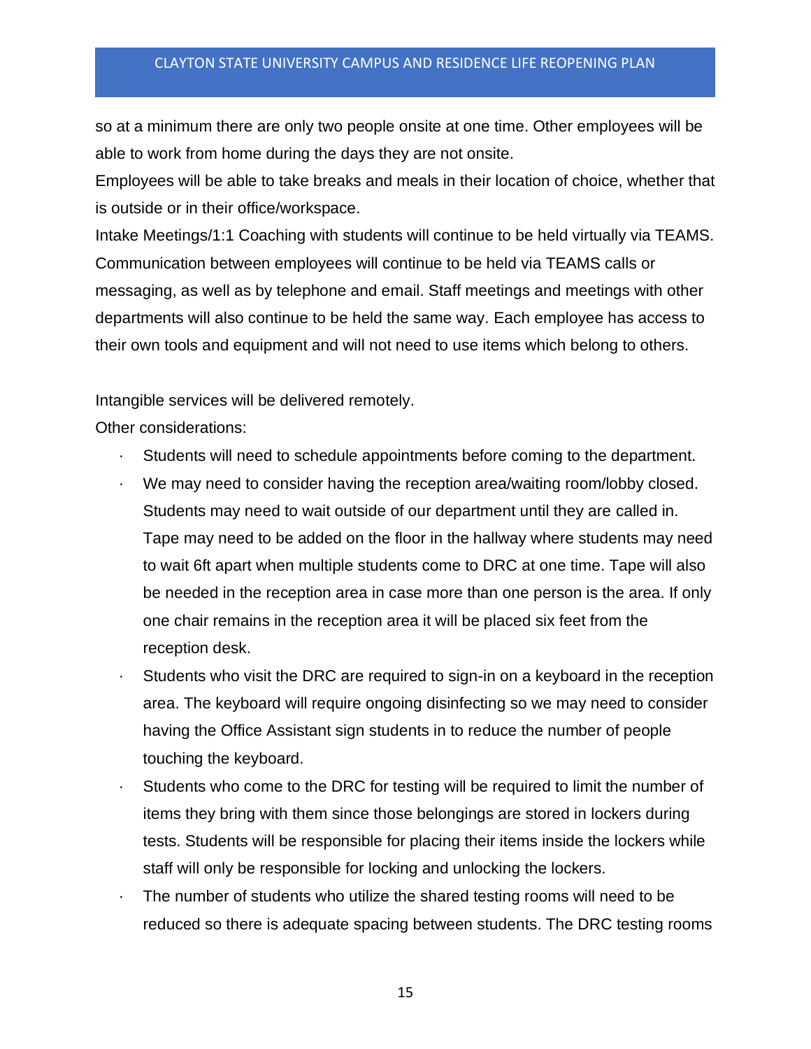so at a minimum there are only two people onsite at one time. Other employees will be able to work from home during the days they are not onsite.

Employees will be able to take breaks and meals in their location of choice, whether that is outside or in their office/workspace.

Intake Meetings/1:1 Coaching with students will continue to be held virtually via TEAMS. Communication between employees will continue to be held via TEAMS calls or messaging, as well as by telephone and email. Staff meetings and meetings with other departments will also continue to be held the same way. Each employee has access to their own tools and equipment and will not need to use items which belong to others.

Intangible services will be delivered remotely.

Other considerations:

- Students will need to schedule appointments before coming to the department.
- We may need to consider having the reception area/waiting room/lobby closed. Students may need to wait outside of our department until they are called in. Tape may need to be added on the floor in the hallway where students may need to wait 6ft apart when multiple students come to DRC at one time. Tape will also be needed in the reception area in case more than one person is the area. If only one chair remains in the reception area it will be placed six feet from the reception desk.
- Students who visit the DRC are required to sign-in on a keyboard in the reception area. The keyboard will require ongoing disinfecting so we may need to consider having the Office Assistant sign students in to reduce the number of people touching the keyboard.
- Students who come to the DRC for testing will be required to limit the number of items they bring with them since those belongings are stored in lockers during tests. Students will be responsible for placing their items inside the lockers while staff will only be responsible for locking and unlocking the lockers.
- The number of students who utilize the shared testing rooms will need to be reduced so there is adequate spacing between students. The DRC testing rooms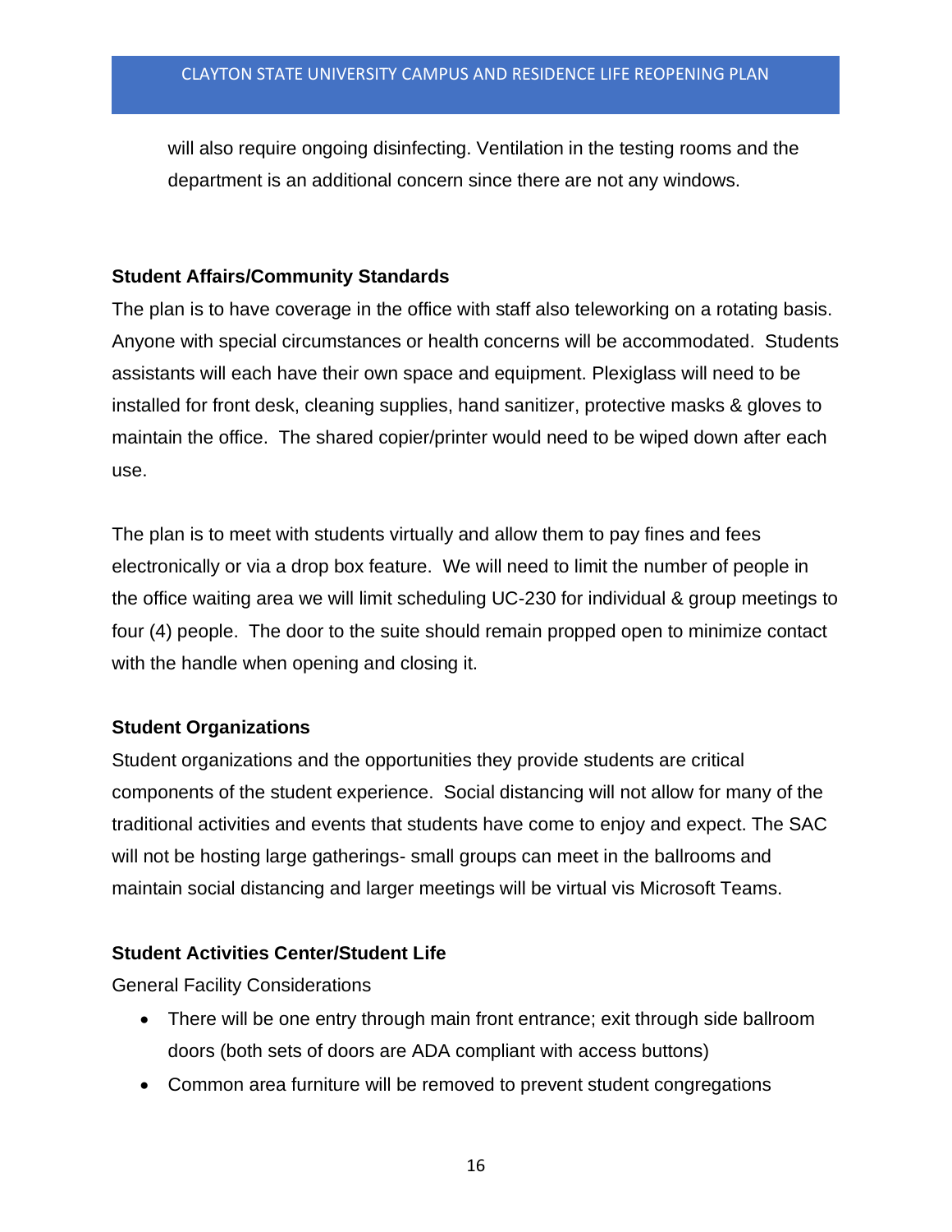will also require ongoing disinfecting. Ventilation in the testing rooms and the department is an additional concern since there are not any windows.

**Student Affairs/Community Standards**

The plan is to have coverage in the office with staff also teleworking on a rotating basis. Anyone with special circumstances or health concerns will be accommodated. Students assistants will each have their own space and equipment. Plexiglass will need to be installed for front desk, cleaning supplies, hand sanitizer, protective masks & gloves to maintain the office. The shared copier/printer would need to be wiped down after each use.

The plan is to meet with students virtually and allow them to pay fines and fees electronically or via a drop box feature. We will need to limit the number of people in the office waiting area we will limit scheduling UC-230 for individual & group meetings to four (4) people. The door to the suite should remain propped open to minimize contact with the handle when opening and closing it.

**Student Organizations**

Student organizations and the opportunities they provide students are critical components of the student experience. Social distancing will not allow for many of the traditional activities and events that students have come to enjoy and expect. The SAC will not be hosting large gatherings- small groups can meet in the ballrooms and maintain social distancing and larger meetings will be virtual vis Microsoft Teams.

**Student Activities Center/Student Life**

General Facility Considerations

- There will be one entry through main front entrance; exit through side ballroom doors (both sets of doors are ADA compliant with access buttons)
- Common area furniture will be removed to prevent student congregations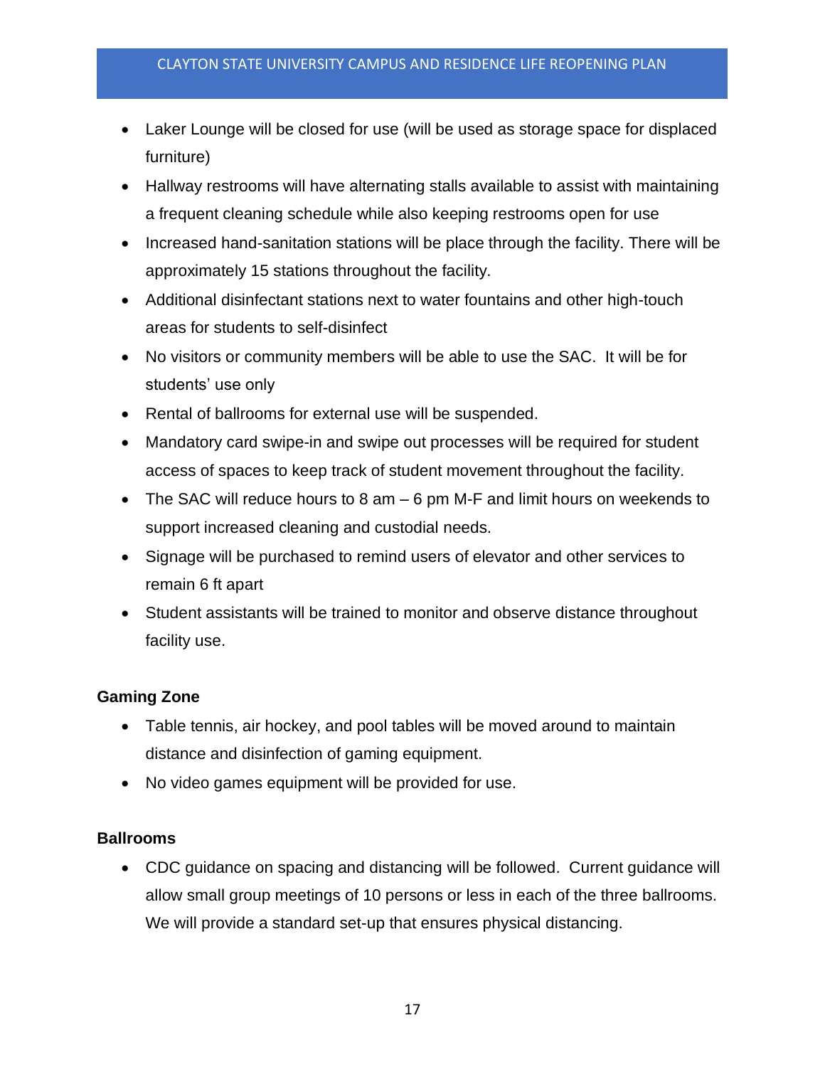- Laker Lounge will be closed for use (will be used as storage space for displaced furniture)
- Hallway restrooms will have alternating stalls available to assist with maintaining a frequent cleaning schedule while also keeping restrooms open for use
- Increased hand-sanitation stations will be place through the facility. There will be approximately 15 stations throughout the facility.
- Additional disinfectant stations next to water fountains and other high-touch areas for students to self-disinfect
- No visitors or community members will be able to use the SAC.  It will be for students' use only
- Rental of ballrooms for external use will be suspended.
- Mandatory card swipe-in and swipe out processes will be required for student access of spaces to keep track of student movement throughout the facility.
- The SAC will reduce hours to 8 am – 6 pm M-F and limit hours on weekends to support increased cleaning and custodial needs.
- Signage will be purchased to remind users of elevator and other services to remain 6 ft apart
- Student assistants will be trained to monitor and observe distance throughout facility use.

**Gaming Zone**

- Table tennis, air hockey, and pool tables will be moved around to maintain distance and disinfection of gaming equipment.
- No video games equipment will be provided for use.

**Ballrooms**

- CDC guidance on spacing and distancing will be followed.  Current guidance will allow small group meetings of 10 persons or less in each of the three ballrooms. We will provide a standard set-up that ensures physical distancing.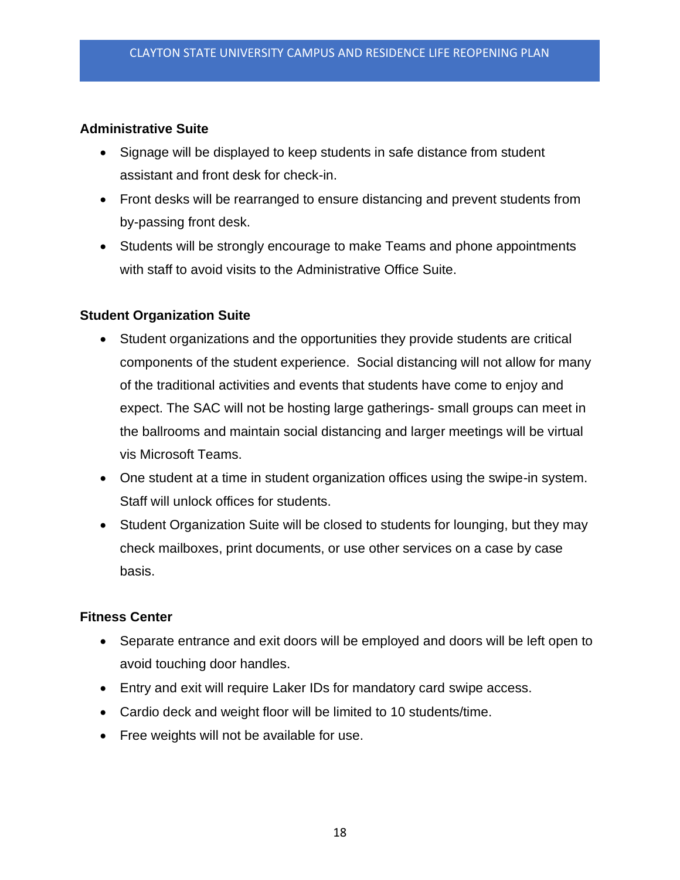### Administrative Suite

- Signage will be displayed to keep students in safe distance from student assistant and front desk for check-in.
- Front desks will be rearranged to ensure distancing and prevent students from by-passing front desk.
- Students will be strongly encourage to make Teams and phone appointments with staff to avoid visits to the Administrative Office Suite.

### Student Organization Suite

- Student organizations and the opportunities they provide students are critical components of the student experience. Social distancing will not allow for many of the traditional activities and events that students have come to enjoy and expect. The SAC will not be hosting large gatherings- small groups can meet in the ballrooms and maintain social distancing and larger meetings will be virtual vis Microsoft Teams.
- One student at a time in student organization offices using the swipe-in system. Staff will unlock offices for students.
- Student Organization Suite will be closed to students for lounging, but they may check mailboxes, print documents, or use other services on a case by case basis.

### Fitness Center

- Separate entrance and exit doors will be employed and doors will be left open to avoid touching door handles.
- Entry and exit will require Laker IDs for mandatory card swipe access.
- Cardio deck and weight floor will be limited to 10 students/time.
- Free weights will not be available for use.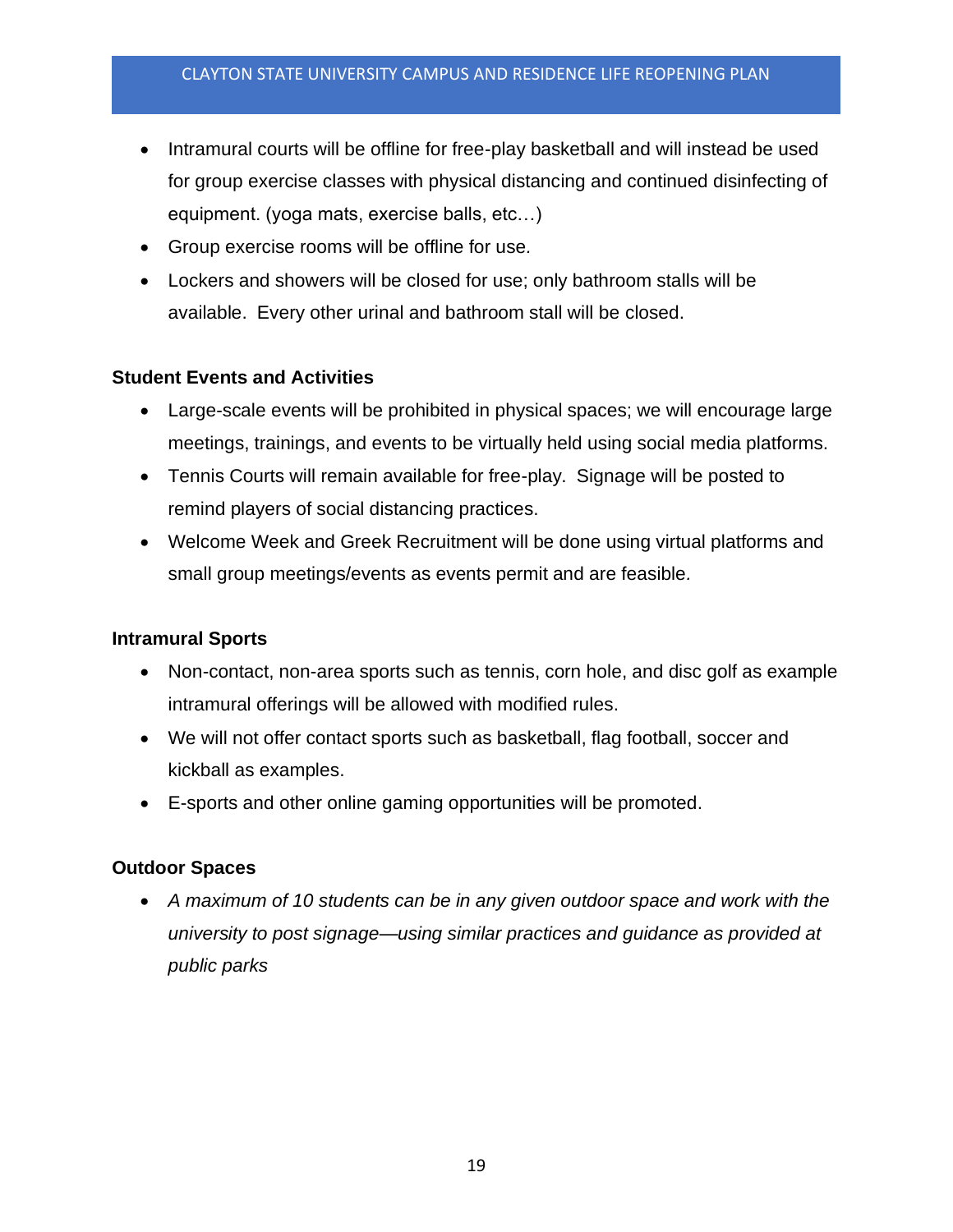- Intramural courts will be offline for free-play basketball and will instead be used for group exercise classes with physical distancing and continued disinfecting of equipment. (yoga mats, exercise balls, etc…)
- Group exercise rooms will be offline for use.
- Lockers and showers will be closed for use; only bathroom stalls will be available. Every other urinal and bathroom stall will be closed.

**Student Events and Activities**

- Large-scale events will be prohibited in physical spaces; we will encourage large meetings, trainings, and events to be virtually held using social media platforms.
- Tennis Courts will remain available for free-play. Signage will be posted to remind players of social distancing practices.
- Welcome Week and Greek Recruitment will be done using virtual platforms and small group meetings/events as events permit and are feasible.

**Intramural Sports**

- Non-contact, non-area sports such as tennis, corn hole, and disc golf as example intramural offerings will be allowed with modified rules.
- We will not offer contact sports such as basketball, flag football, soccer and kickball as examples.
- E-sports and other online gaming opportunities will be promoted.

**Outdoor Spaces**

- *A maximum of 10 students can be in any given outdoor space and work with the university to post signage—using similar practices and guidance as provided at public parks*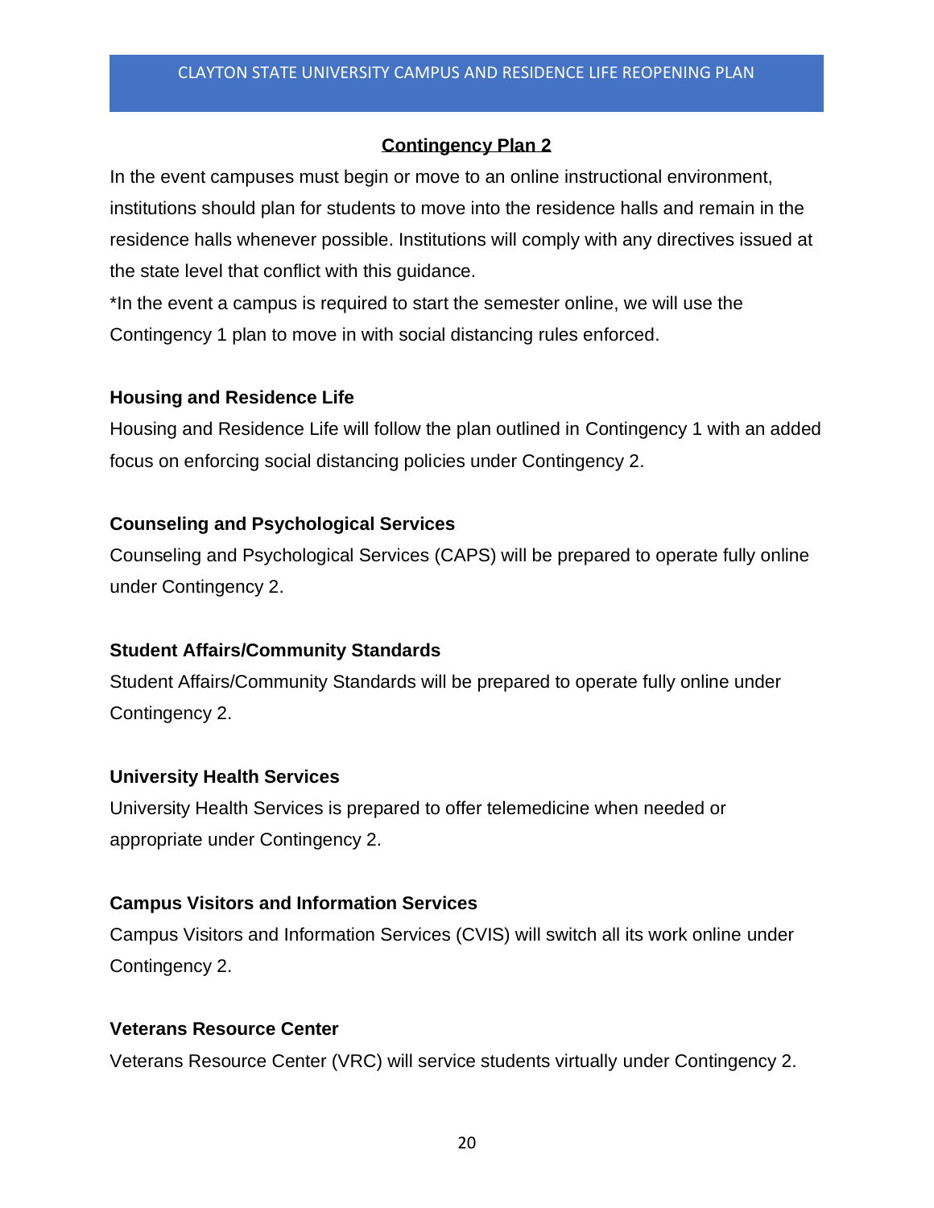## Contingency Plan 2

In the event campuses must begin or move to an online instructional environment, institutions should plan for students to move into the residence halls and remain in the residence halls whenever possible. Institutions will comply with any directives issued at the state level that conflict with this guidance.

*In the event a campus is required to start the semester online, we will use the Contingency 1 plan to move in with social distancing rules enforced.

### Housing and Residence Life

Housing and Residence Life will follow the plan outlined in Contingency 1 with an added focus on enforcing social distancing policies under Contingency 2.

### Counseling and Psychological Services

Counseling and Psychological Services (CAPS) will be prepared to operate fully online under Contingency 2.

### Student Affairs/Community Standards

Student Affairs/Community Standards will be prepared to operate fully online under Contingency 2.

### University Health Services

University Health Services is prepared to offer telemedicine when needed or appropriate under Contingency 2.

### Campus Visitors and Information Services

Campus Visitors and Information Services (CVIS) will switch all its work online under Contingency 2.

### Veterans Resource Center

Veterans Resource Center (VRC) will service students virtually under Contingency 2.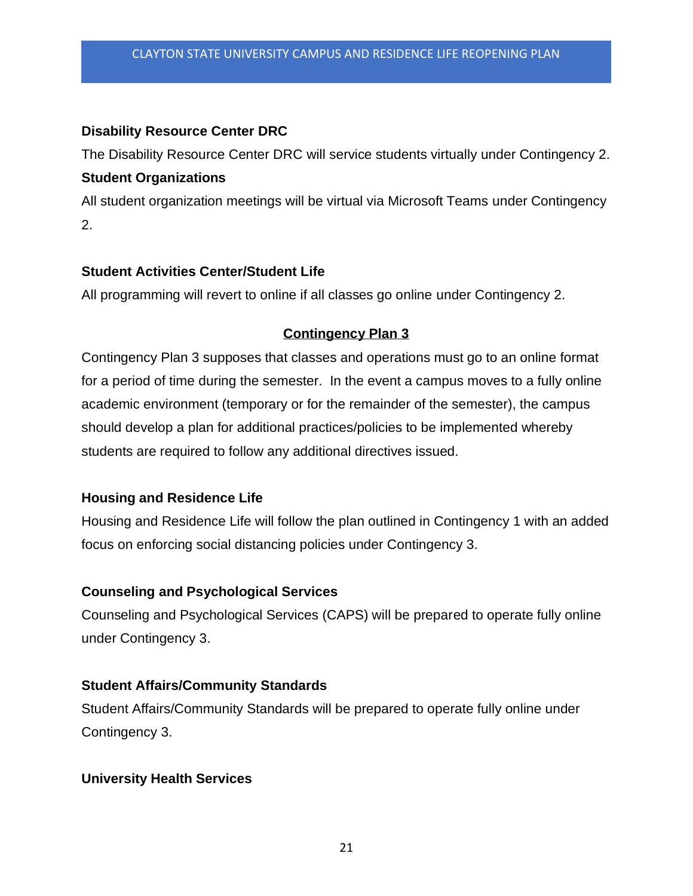**Disability Resource Center DRC**

The Disability Resource Center DRC will service students virtually under Contingency 2.

**Student Organizations**

All student organization meetings will be virtual via Microsoft Teams under Contingency 2.

**Student Activities Center/Student Life**

All programming will revert to online if all classes go online under Contingency 2.

## Contingency Plan 3

Contingency Plan 3 supposes that classes and operations must go to an online format for a period of time during the semester. In the event a campus moves to a fully online academic environment (temporary or for the remainder of the semester), the campus should develop a plan for additional practices/policies to be implemented whereby students are required to follow any additional directives issued.

**Housing and Residence Life**

Housing and Residence Life will follow the plan outlined in Contingency 1 with an added focus on enforcing social distancing policies under Contingency 3.

**Counseling and Psychological Services**

Counseling and Psychological Services (CAPS) will be prepared to operate fully online under Contingency 3.

**Student Affairs/Community Standards**

Student Affairs/Community Standards will be prepared to operate fully online under Contingency 3.

**University Health Services**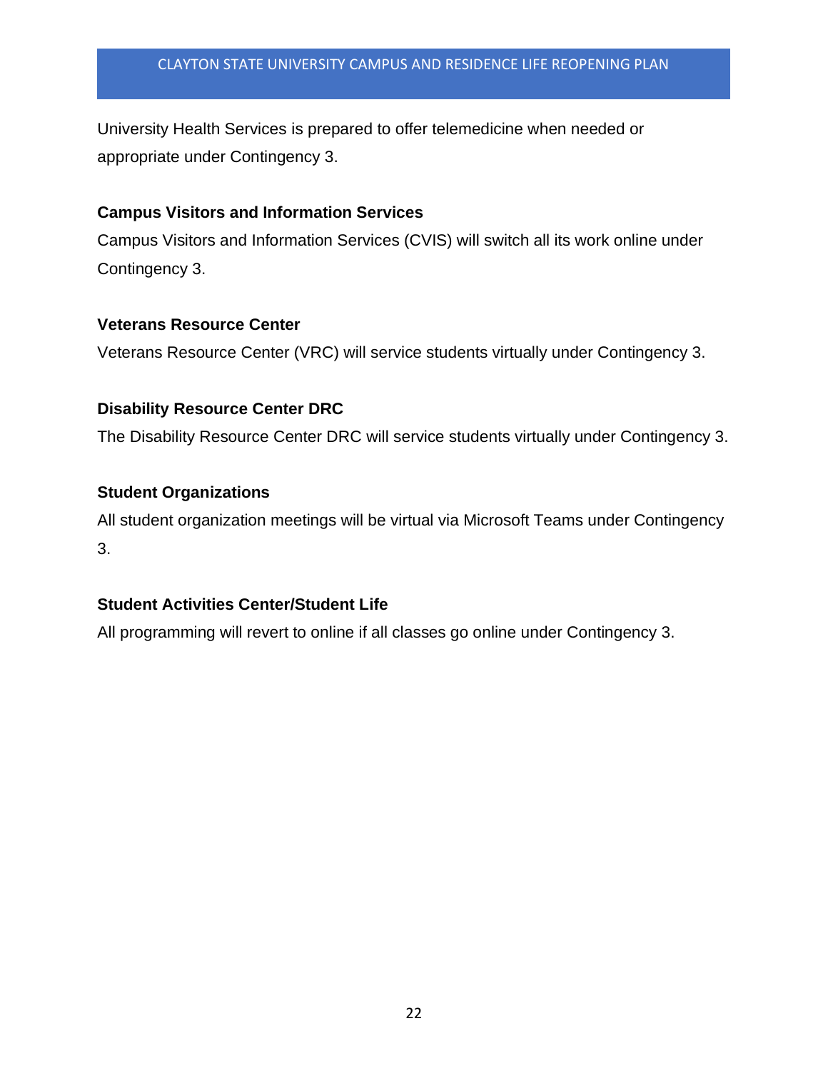University Health Services is prepared to offer telemedicine when needed or appropriate under Contingency 3.

**Campus Visitors and Information Services**

Campus Visitors and Information Services (CVIS) will switch all its work online under Contingency 3.

**Veterans Resource Center**

Veterans Resource Center (VRC) will service students virtually under Contingency 3.

**Disability Resource Center DRC**

The Disability Resource Center DRC will service students virtually under Contingency 3.

**Student Organizations**

All student organization meetings will be virtual via Microsoft Teams under Contingency 3.

**Student Activities Center/Student Life**

All programming will revert to online if all classes go online under Contingency 3.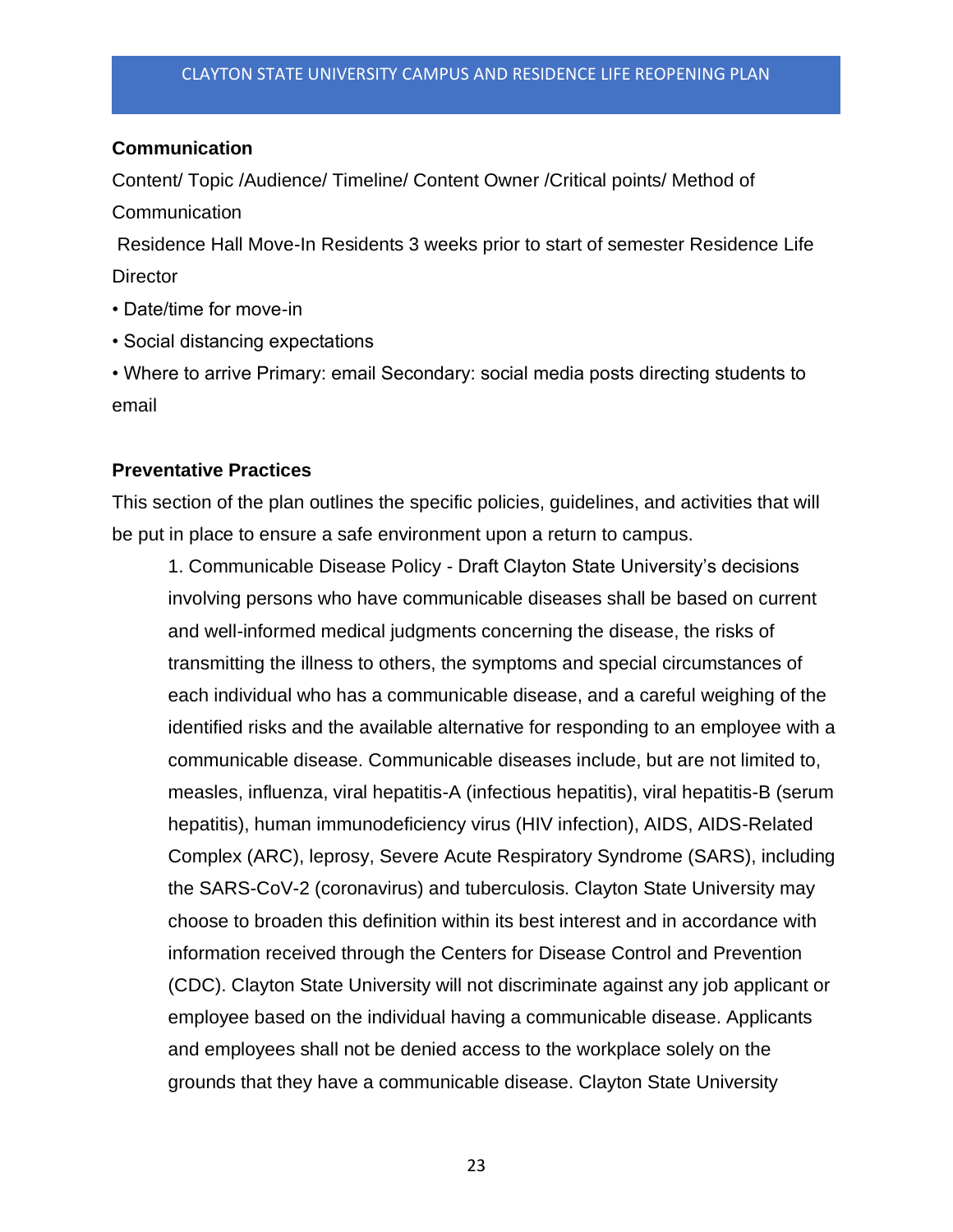**Communication**

Content/ Topic /Audience/ Timeline/ Content Owner /Critical points/ Method of Communication

Residence Hall Move-In Residents 3 weeks prior to start of semester Residence Life Director

- Date/time for move-in
- Social distancing expectations
- Where to arrive Primary: email Secondary: social media posts directing students to email

**Preventative Practices**

This section of the plan outlines the specific policies, guidelines, and activities that will be put in place to ensure a safe environment upon a return to campus.

1. Communicable Disease Policy - Draft Clayton State University's decisions involving persons who have communicable diseases shall be based on current and well-informed medical judgments concerning the disease, the risks of transmitting the illness to others, the symptoms and special circumstances of each individual who has a communicable disease, and a careful weighing of the identified risks and the available alternative for responding to an employee with a communicable disease. Communicable diseases include, but are not limited to, measles, influenza, viral hepatitis-A (infectious hepatitis), viral hepatitis-B (serum hepatitis), human immunodeficiency virus (HIV infection), AIDS, AIDS-Related Complex (ARC), leprosy, Severe Acute Respiratory Syndrome (SARS), including the SARS-CoV-2 (coronavirus) and tuberculosis. Clayton State University may choose to broaden this definition within its best interest and in accordance with information received through the Centers for Disease Control and Prevention (CDC). Clayton State University will not discriminate against any job applicant or employee based on the individual having a communicable disease. Applicants and employees shall not be denied access to the workplace solely on the grounds that they have a communicable disease. Clayton State University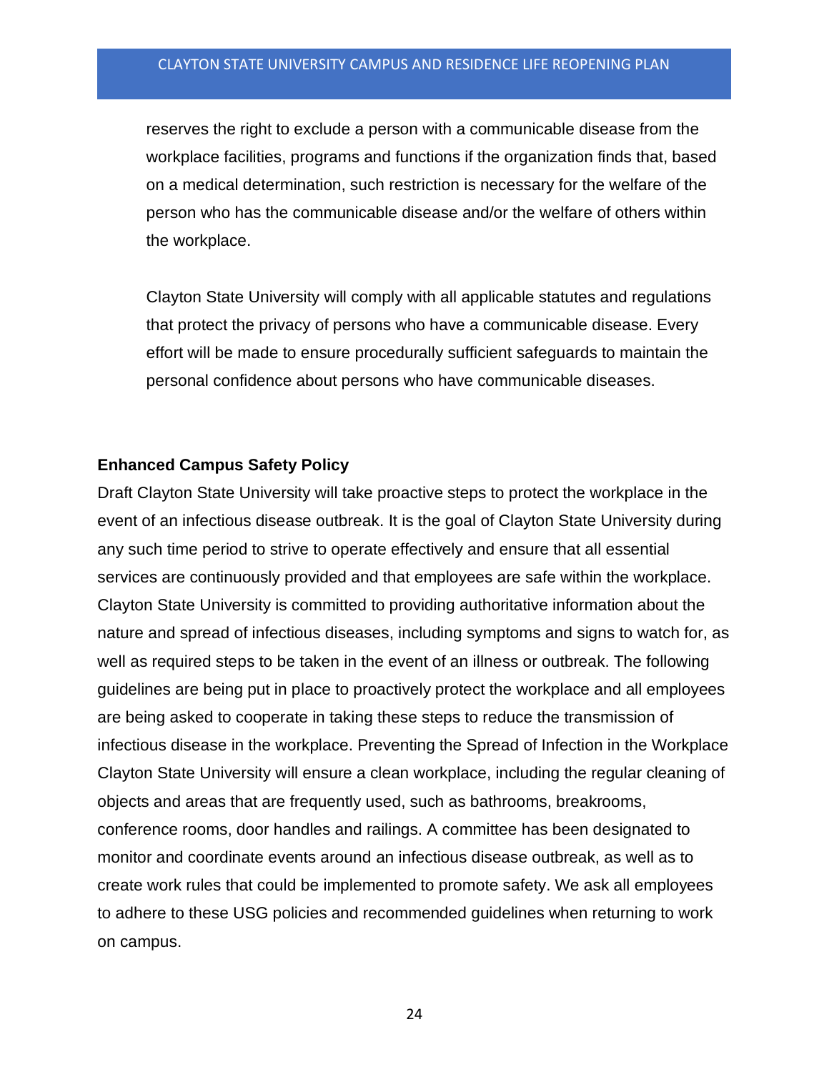reserves the right to exclude a person with a communicable disease from the workplace facilities, programs and functions if the organization finds that, based on a medical determination, such restriction is necessary for the welfare of the person who has the communicable disease and/or the welfare of others within the workplace.

Clayton State University will comply with all applicable statutes and regulations that protect the privacy of persons who have a communicable disease. Every effort will be made to ensure procedurally sufficient safeguards to maintain the personal confidence about persons who have communicable diseases.

**Enhanced Campus Safety Policy**

Draft Clayton State University will take proactive steps to protect the workplace in the event of an infectious disease outbreak. It is the goal of Clayton State University during any such time period to strive to operate effectively and ensure that all essential services are continuously provided and that employees are safe within the workplace. Clayton State University is committed to providing authoritative information about the nature and spread of infectious diseases, including symptoms and signs to watch for, as well as required steps to be taken in the event of an illness or outbreak. The following guidelines are being put in place to proactively protect the workplace and all employees are being asked to cooperate in taking these steps to reduce the transmission of infectious disease in the workplace. Preventing the Spread of Infection in the Workplace Clayton State University will ensure a clean workplace, including the regular cleaning of objects and areas that are frequently used, such as bathrooms, breakrooms, conference rooms, door handles and railings. A committee has been designated to monitor and coordinate events around an infectious disease outbreak, as well as to create work rules that could be implemented to promote safety. We ask all employees to adhere to these USG policies and recommended guidelines when returning to work on campus.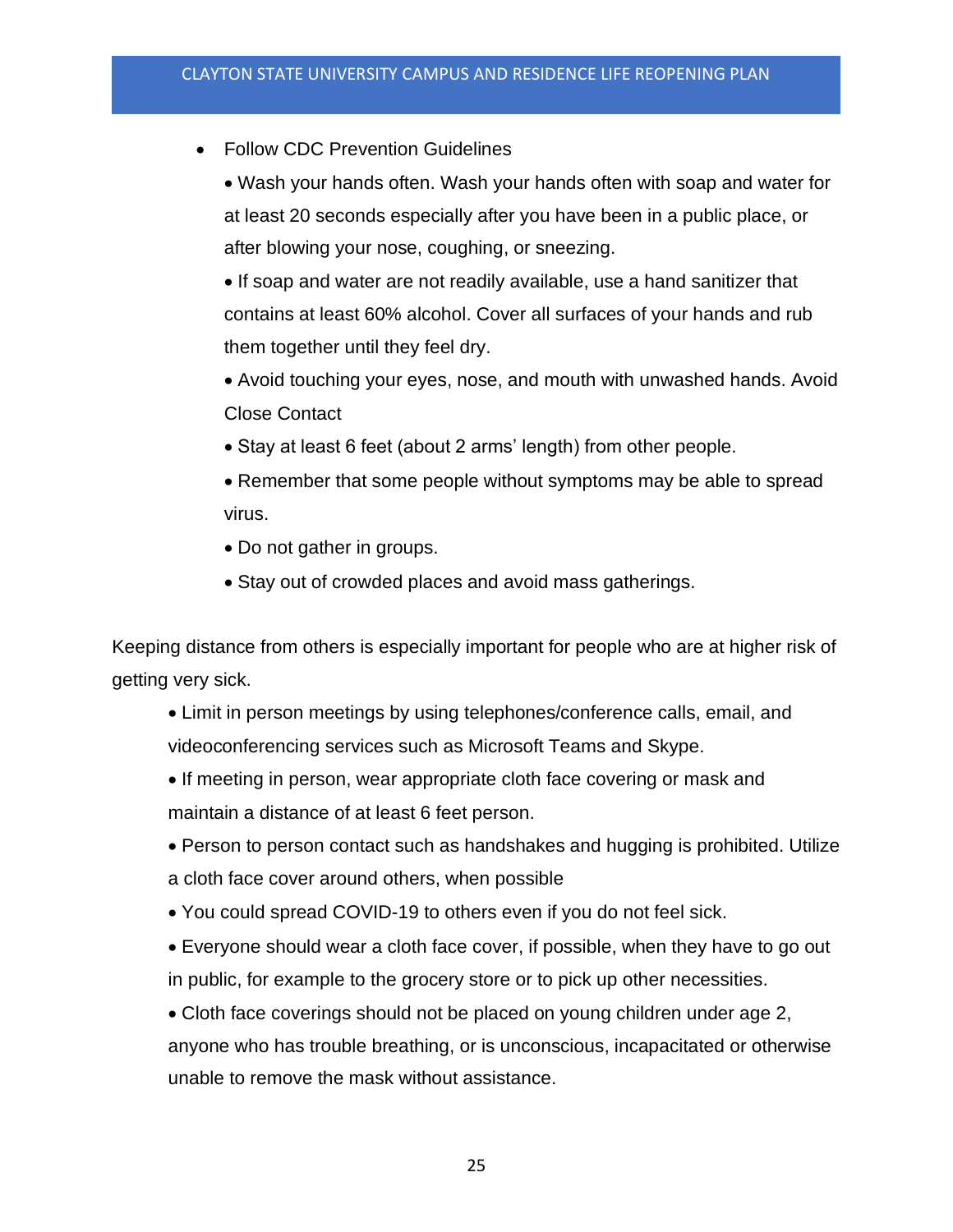- Follow CDC Prevention Guidelines
  - Wash your hands often. Wash your hands often with soap and water for at least 20 seconds especially after you have been in a public place, or after blowing your nose, coughing, or sneezing.
  - If soap and water are not readily available, use a hand sanitizer that contains at least 60% alcohol. Cover all surfaces of your hands and rub them together until they feel dry.
  - Avoid touching your eyes, nose, and mouth with unwashed hands. Avoid Close Contact
  - Stay at least 6 feet (about 2 arms' length) from other people.
  - Remember that some people without symptoms may be able to spread virus.
  - Do not gather in groups.
  - Stay out of crowded places and avoid mass gatherings.

Keeping distance from others is especially important for people who are at higher risk of getting very sick.

- Limit in person meetings by using telephones/conference calls, email, and videoconferencing services such as Microsoft Teams and Skype.
- If meeting in person, wear appropriate cloth face covering or mask and maintain a distance of at least 6 feet person.
- Person to person contact such as handshakes and hugging is prohibited. Utilize a cloth face cover around others, when possible
- You could spread COVID-19 to others even if you do not feel sick.
- Everyone should wear a cloth face cover, if possible, when they have to go out in public, for example to the grocery store or to pick up other necessities.
- Cloth face coverings should not be placed on young children under age 2, anyone who has trouble breathing, or is unconscious, incapacitated or otherwise unable to remove the mask without assistance.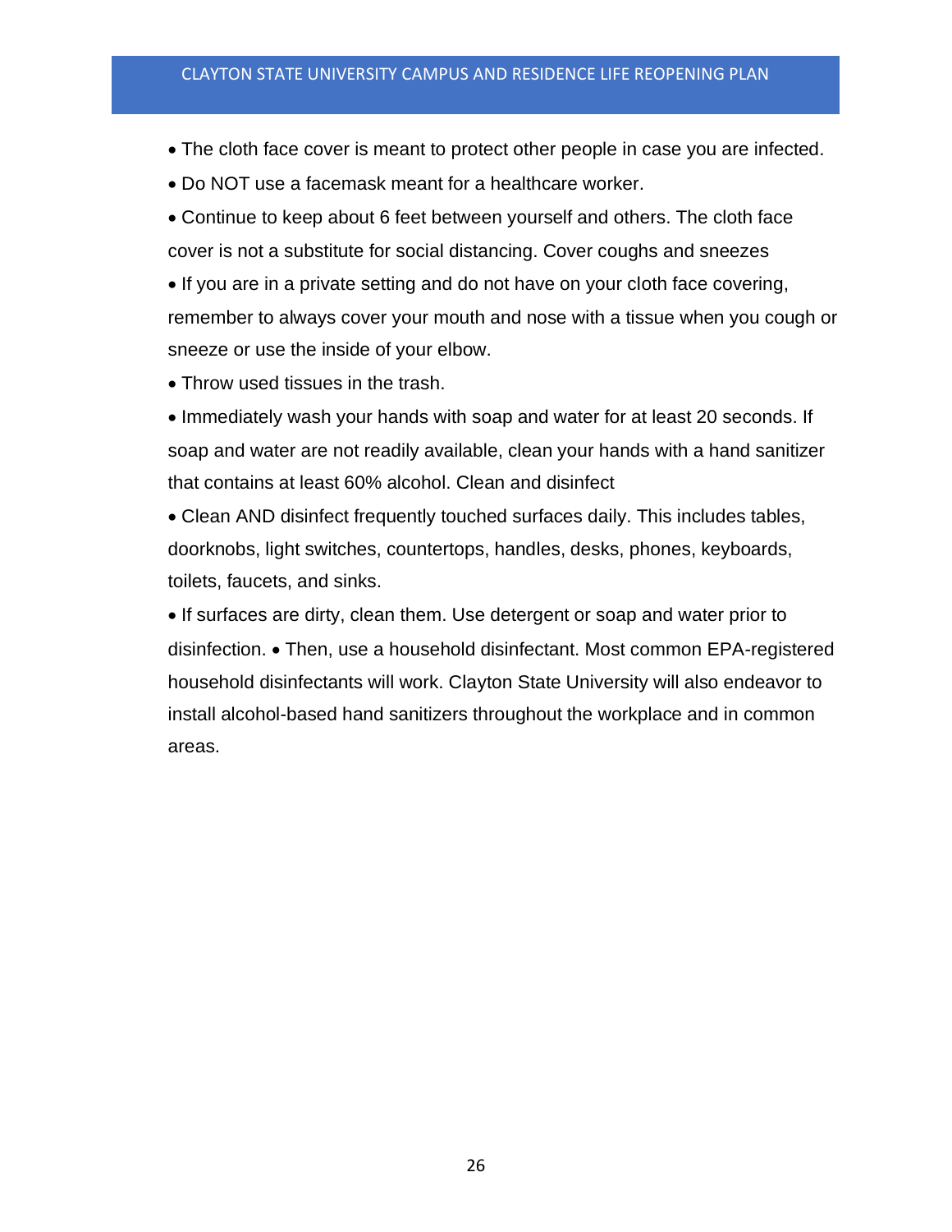- The cloth face cover is meant to protect other people in case you are infected.
- Do NOT use a facemask meant for a healthcare worker.
- Continue to keep about 6 feet between yourself and others. The cloth face cover is not a substitute for social distancing. Cover coughs and sneezes
- If you are in a private setting and do not have on your cloth face covering, remember to always cover your mouth and nose with a tissue when you cough or sneeze or use the inside of your elbow.
- Throw used tissues in the trash.
- Immediately wash your hands with soap and water for at least 20 seconds. If soap and water are not readily available, clean your hands with a hand sanitizer that contains at least 60% alcohol. Clean and disinfect
- Clean AND disinfect frequently touched surfaces daily. This includes tables, doorknobs, light switches, countertops, handles, desks, phones, keyboards, toilets, faucets, and sinks.
- If surfaces are dirty, clean them. Use detergent or soap and water prior to disinfection. • Then, use a household disinfectant. Most common EPA-registered household disinfectants will work. Clayton State University will also endeavor to install alcohol-based hand sanitizers throughout the workplace and in common areas.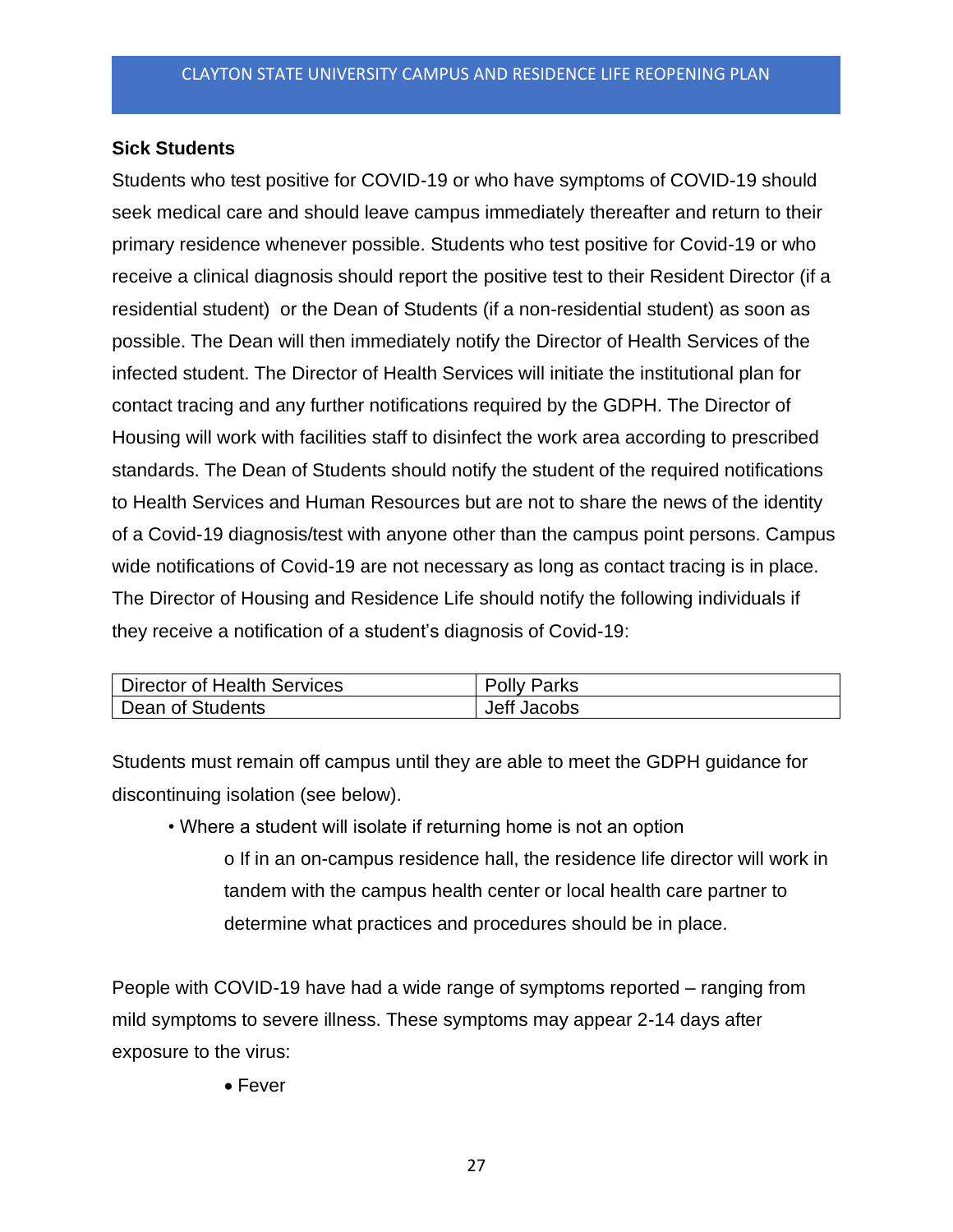**Sick Students**

Students who test positive for COVID-19 or who have symptoms of COVID-19 should seek medical care and should leave campus immediately thereafter and return to their primary residence whenever possible. Students who test positive for Covid-19 or who receive a clinical diagnosis should report the positive test to their Resident Director (if a residential student) or the Dean of Students (if a non-residential student) as soon as possible. The Dean will then immediately notify the Director of Health Services of the infected student. The Director of Health Services will initiate the institutional plan for contact tracing and any further notifications required by the GDPH. The Director of Housing will work with facilities staff to disinfect the work area according to prescribed standards. The Dean of Students should notify the student of the required notifications to Health Services and Human Resources but are not to share the news of the identity of a Covid-19 diagnosis/test with anyone other than the campus point persons. Campus wide notifications of Covid-19 are not necessary as long as contact tracing is in place. The Director of Housing and Residence Life should notify the following individuals if they receive a notification of a student's diagnosis of Covid-19:

| | |
|---|---|
| Director of Health Services | Polly Parks |
| Dean of Students | Jeff Jacobs |

Students must remain off campus until they are able to meet the GDPH guidance for discontinuing isolation (see below).

- Where a student will isolate if returning home is not an option
  - If in an on-campus residence hall, the residence life director will work in tandem with the campus health center or local health care partner to determine what practices and procedures should be in place.

People with COVID-19 have had a wide range of symptoms reported – ranging from mild symptoms to severe illness. These symptoms may appear 2-14 days after exposure to the virus:

- Fever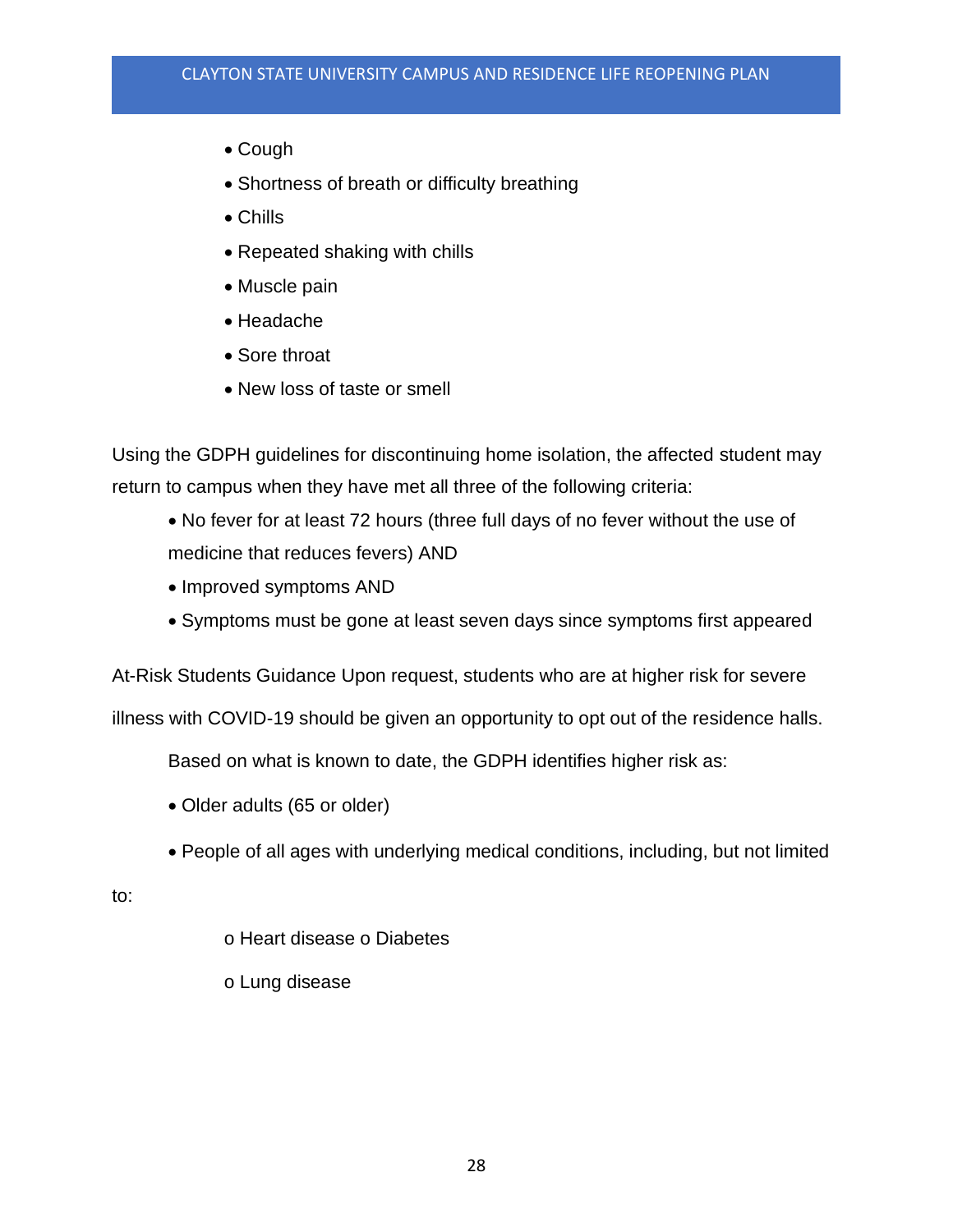- Cough
- Shortness of breath or difficulty breathing
- Chills
- Repeated shaking with chills
- Muscle pain
- Headache
- Sore throat
- New loss of taste or smell

Using the GDPH guidelines for discontinuing home isolation, the affected student may return to campus when they have met all three of the following criteria:

- No fever for at least 72 hours (three full days of no fever without the use of medicine that reduces fevers) AND
- Improved symptoms AND
- Symptoms must be gone at least seven days since symptoms first appeared

At-Risk Students Guidance Upon request, students who are at higher risk for severe illness with COVID-19 should be given an opportunity to opt out of the residence halls.

Based on what is known to date, the GDPH identifies higher risk as:

- Older adults (65 or older)
- People of all ages with underlying medical conditions, including, but not limited to:
  - Heart disease
  - Diabetes
  - Lung disease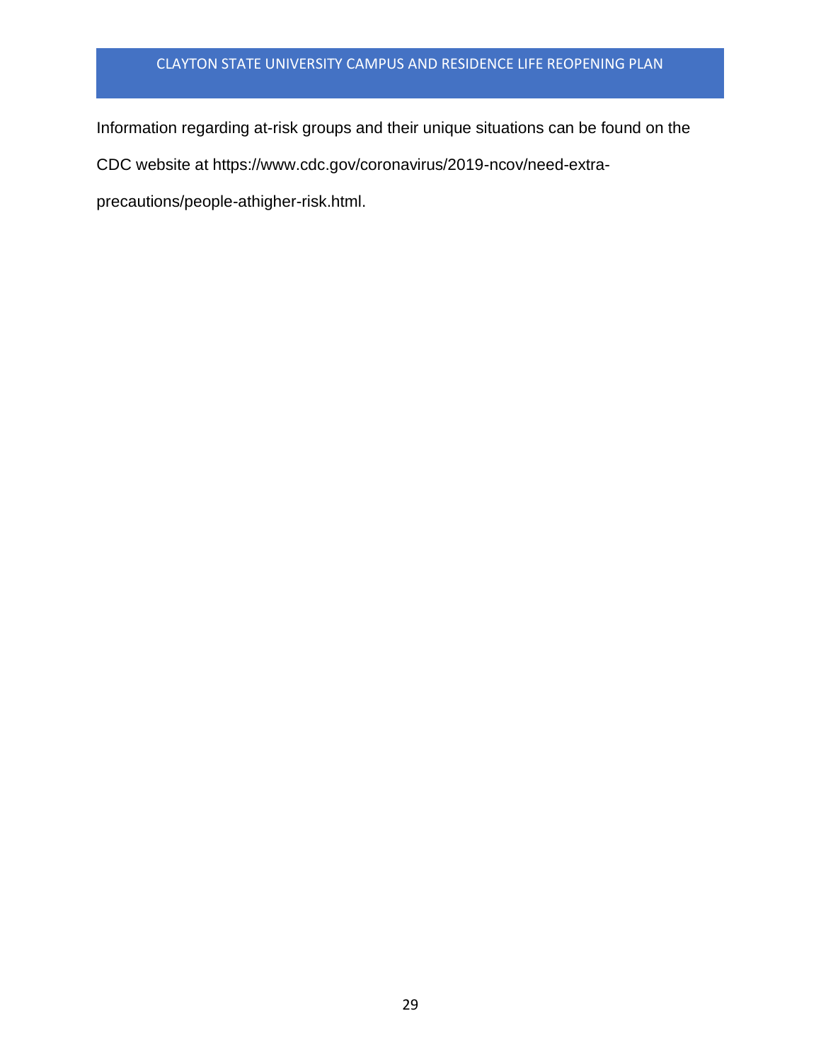Information regarding at-risk groups and their unique situations can be found on the CDC website at https://www.cdc.gov/coronavirus/2019-ncov/need-extra-precautions/people-athigher-risk.html.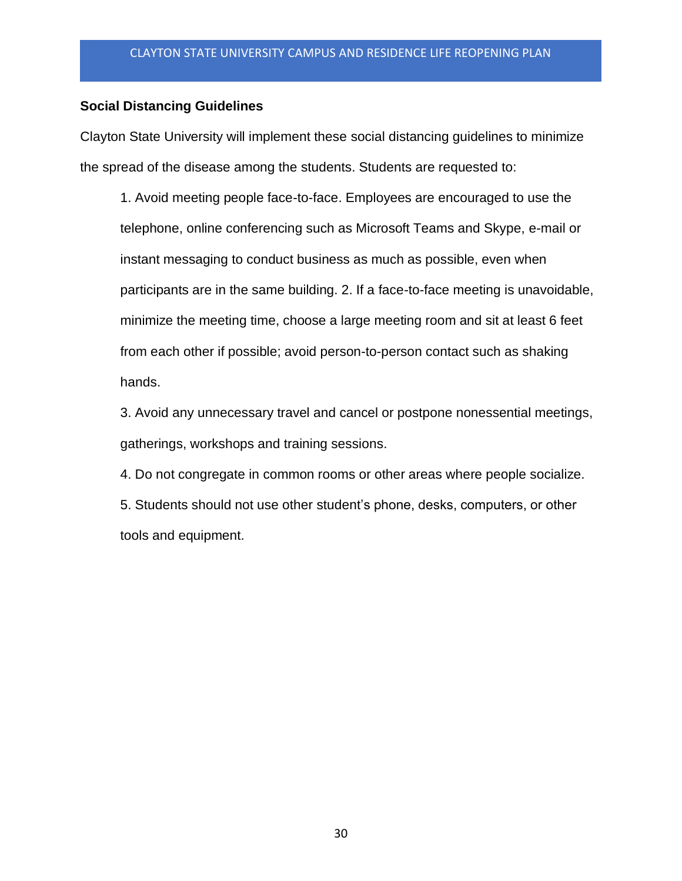**Social Distancing Guidelines**

Clayton State University will implement these social distancing guidelines to minimize the spread of the disease among the students. Students are requested to:

1. Avoid meeting people face-to-face. Employees are encouraged to use the telephone, online conferencing such as Microsoft Teams and Skype, e-mail or instant messaging to conduct business as much as possible, even when participants are in the same building. 2. If a face-to-face meeting is unavoidable, minimize the meeting time, choose a large meeting room and sit at least 6 feet from each other if possible; avoid person-to-person contact such as shaking hands.

3. Avoid any unnecessary travel and cancel or postpone nonessential meetings, gatherings, workshops and training sessions.

4. Do not congregate in common rooms or other areas where people socialize.

5. Students should not use other student's phone, desks, computers, or other tools and equipment.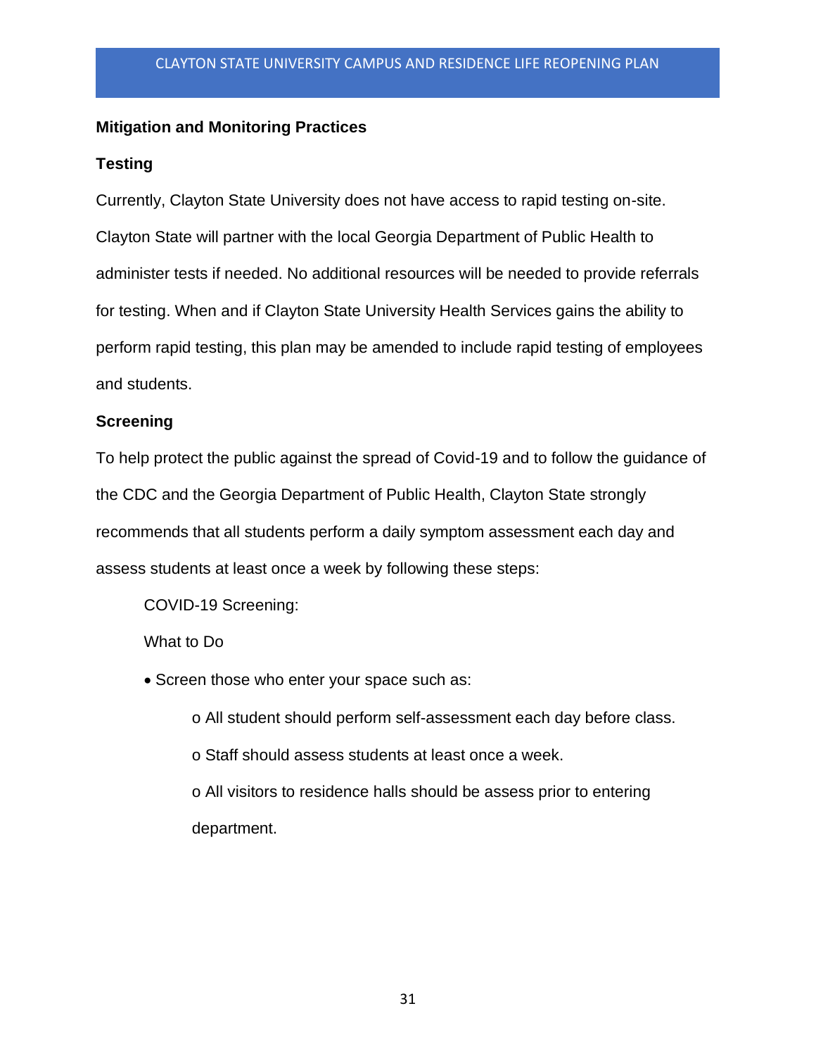## Mitigation and Monitoring Practices

### Testing

Currently, Clayton State University does not have access to rapid testing on-site. Clayton State will partner with the local Georgia Department of Public Health to administer tests if needed. No additional resources will be needed to provide referrals for testing. When and if Clayton State University Health Services gains the ability to perform rapid testing, this plan may be amended to include rapid testing of employees and students.

### Screening

To help protect the public against the spread of Covid-19 and to follow the guidance of the CDC and the Georgia Department of Public Health, Clayton State strongly recommends that all students perform a daily symptom assessment each day and assess students at least once a week by following these steps:

COVID-19 Screening:

What to Do

- Screen those who enter your space such as:
  - All student should perform self-assessment each day before class.
  - Staff should assess students at least once a week.
  - All visitors to residence halls should be assess prior to entering department.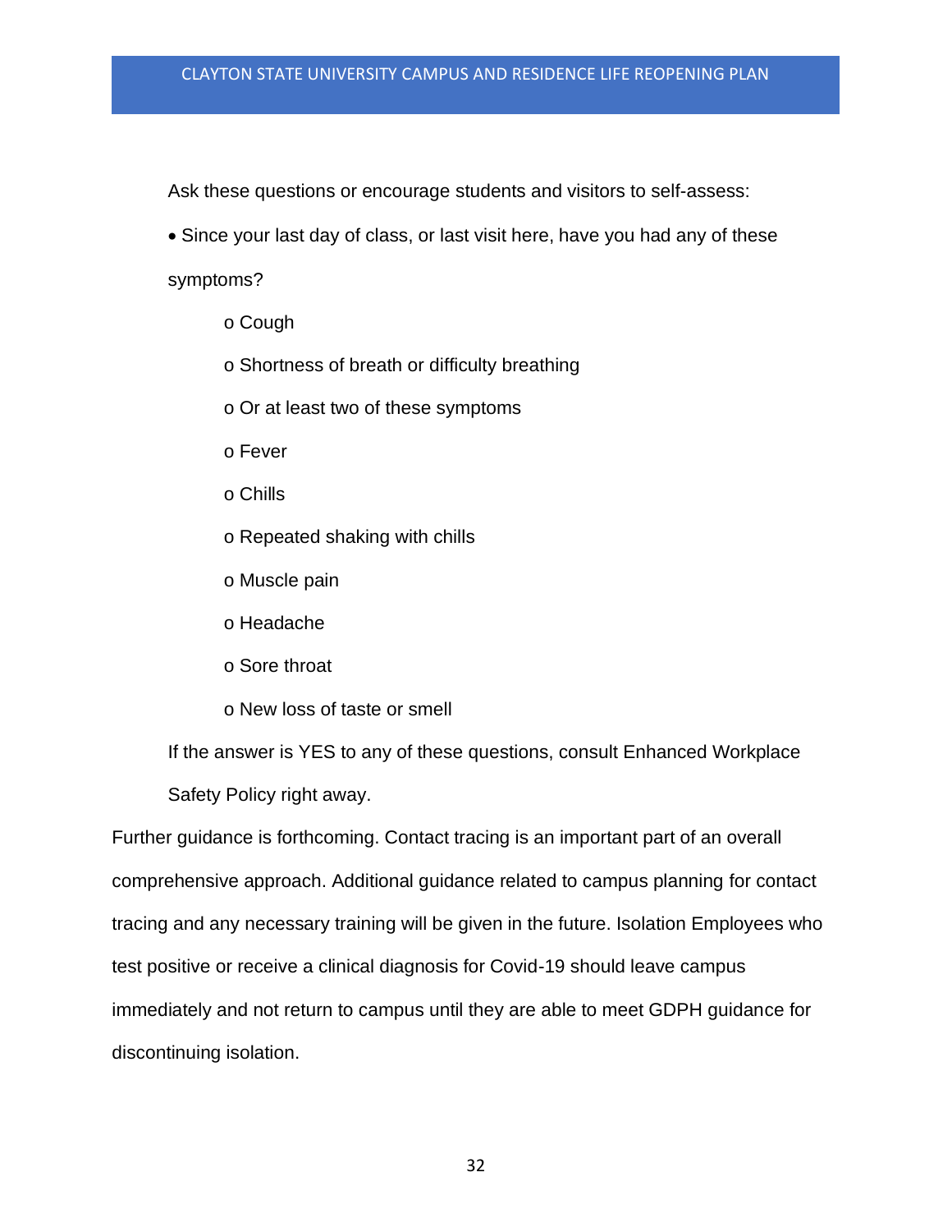Ask these questions or encourage students and visitors to self-assess:

- Since your last day of class, or last visit here, have you had any of these symptoms?
  - Cough
  - Shortness of breath or difficulty breathing
  - Or at least two of these symptoms
  - Fever
  - Chills
  - Repeated shaking with chills
  - Muscle pain
  - Headache
  - Sore throat
  - New loss of taste or smell

If the answer is YES to any of these questions, consult Enhanced Workplace Safety Policy right away.

Further guidance is forthcoming. Contact tracing is an important part of an overall comprehensive approach. Additional guidance related to campus planning for contact tracing and any necessary training will be given in the future. Isolation Employees who test positive or receive a clinical diagnosis for Covid-19 should leave campus immediately and not return to campus until they are able to meet GDPH guidance for discontinuing isolation.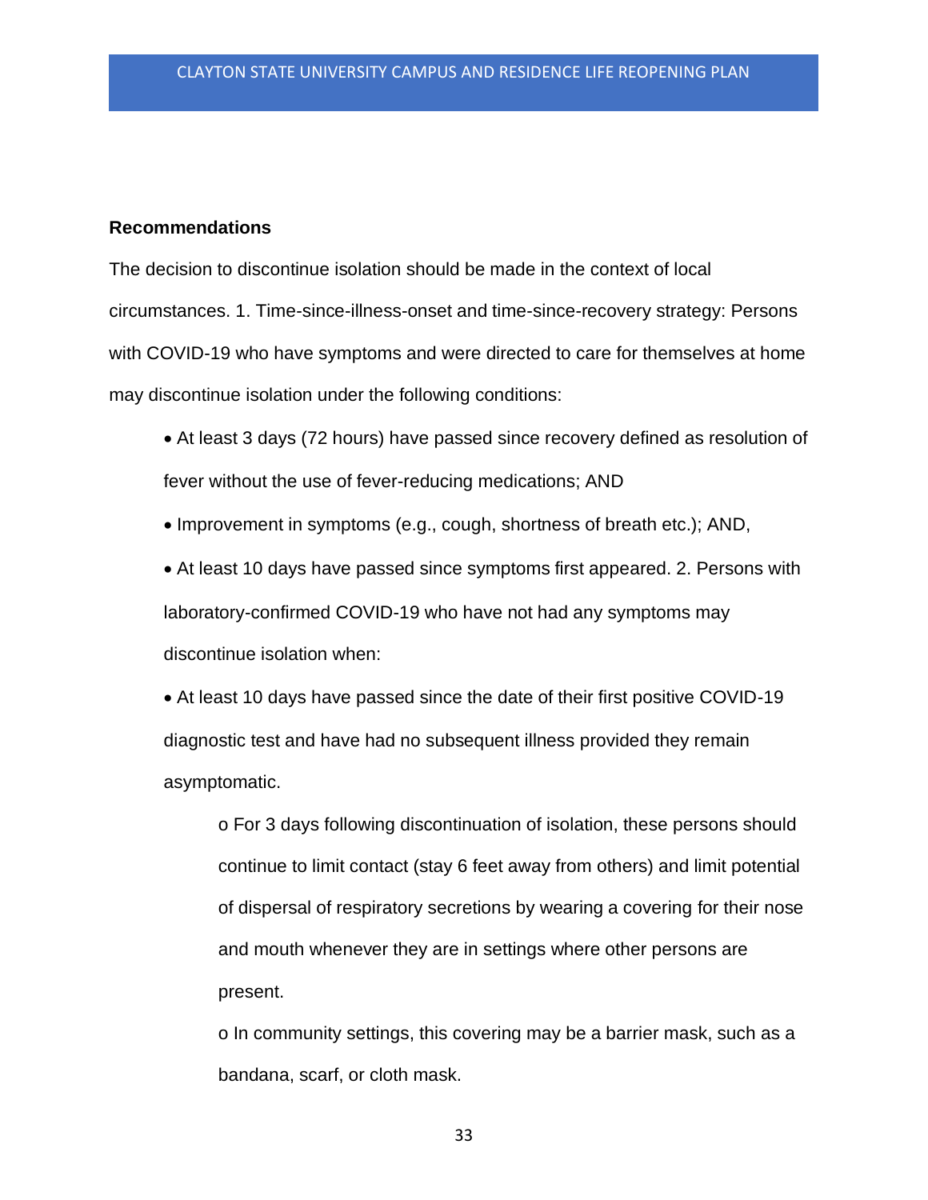**Recommendations**

The decision to discontinue isolation should be made in the context of local circumstances. 1. Time-since-illness-onset and time-since-recovery strategy: Persons with COVID-19 who have symptoms and were directed to care for themselves at home may discontinue isolation under the following conditions:

- At least 3 days (72 hours) have passed since recovery defined as resolution of fever without the use of fever-reducing medications; AND
- Improvement in symptoms (e.g., cough, shortness of breath etc.); AND,
- At least 10 days have passed since symptoms first appeared. 2. Persons with laboratory-confirmed COVID-19 who have not had any symptoms may discontinue isolation when:
- At least 10 days have passed since the date of their first positive COVID-19 diagnostic test and have had no subsequent illness provided they remain asymptomatic.
    - For 3 days following discontinuation of isolation, these persons should continue to limit contact (stay 6 feet away from others) and limit potential of dispersal of respiratory secretions by wearing a covering for their nose and mouth whenever they are in settings where other persons are present.
    - In community settings, this covering may be a barrier mask, such as a bandana, scarf, or cloth mask.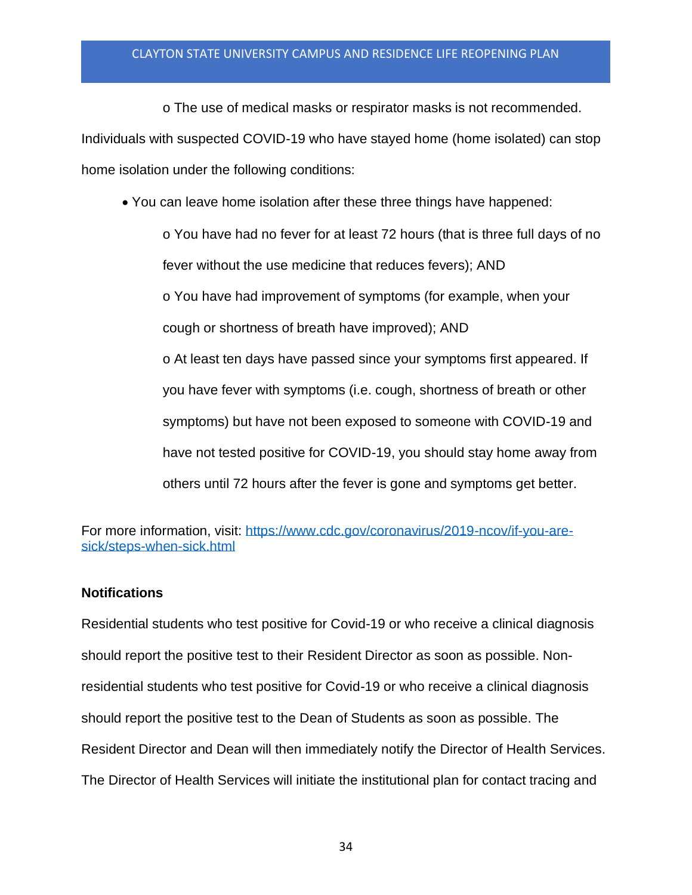o The use of medical masks or respirator masks is not recommended.

Individuals with suspected COVID-19 who have stayed home (home isolated) can stop home isolation under the following conditions:

- You can leave home isolation after these three things have happened:
    - o You have had no fever for at least 72 hours (that is three full days of no fever without the use medicine that reduces fevers); AND
    - o You have had improvement of symptoms (for example, when your cough or shortness of breath have improved); AND
    - o At least ten days have passed since your symptoms first appeared. If you have fever with symptoms (i.e. cough, shortness of breath or other symptoms) but have not been exposed to someone with COVID-19 and have not tested positive for COVID-19, you should stay home away from others until 72 hours after the fever is gone and symptoms get better.

For more information, visit: https://www.cdc.gov/coronavirus/2019-ncov/if-you-are-sick/steps-when-sick.html

**Notifications**

Residential students who test positive for Covid-19 or who receive a clinical diagnosis should report the positive test to their Resident Director as soon as possible. Non-residential students who test positive for Covid-19 or who receive a clinical diagnosis should report the positive test to the Dean of Students as soon as possible. The Resident Director and Dean will then immediately notify the Director of Health Services. The Director of Health Services will initiate the institutional plan for contact tracing and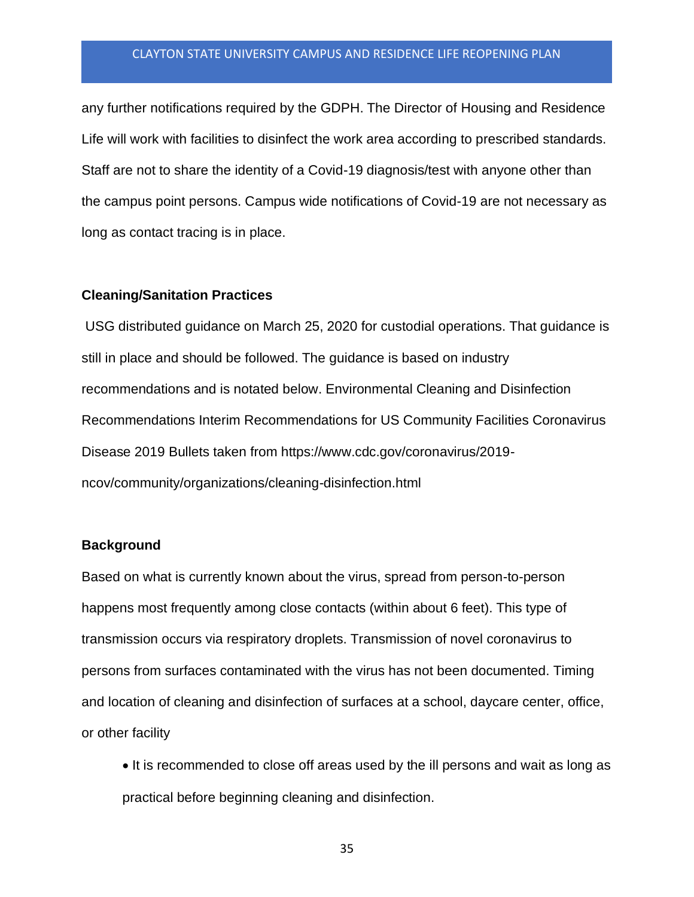any further notifications required by the GDPH. The Director of Housing and Residence Life will work with facilities to disinfect the work area according to prescribed standards. Staff are not to share the identity of a Covid-19 diagnosis/test with anyone other than the campus point persons. Campus wide notifications of Covid-19 are not necessary as long as contact tracing is in place.

**Cleaning/Sanitation Practices**

USG distributed guidance on March 25, 2020 for custodial operations. That guidance is still in place and should be followed. The guidance is based on industry recommendations and is notated below. Environmental Cleaning and Disinfection Recommendations Interim Recommendations for US Community Facilities Coronavirus Disease 2019 Bullets taken from https://www.cdc.gov/coronavirus/2019-ncov/community/organizations/cleaning-disinfection.html

**Background**

Based on what is currently known about the virus, spread from person-to-person happens most frequently among close contacts (within about 6 feet). This type of transmission occurs via respiratory droplets. Transmission of novel coronavirus to persons from surfaces contaminated with the virus has not been documented. Timing and location of cleaning and disinfection of surfaces at a school, daycare center, office, or other facility

- It is recommended to close off areas used by the ill persons and wait as long as practical before beginning cleaning and disinfection.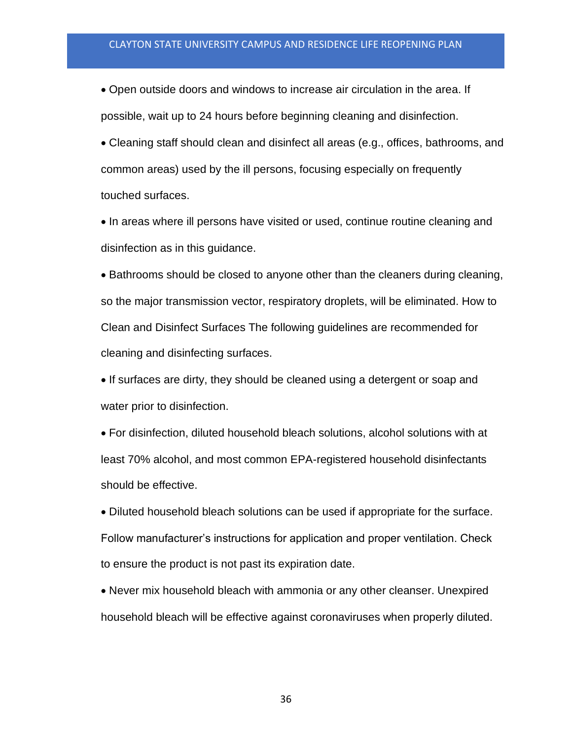- Open outside doors and windows to increase air circulation in the area. If possible, wait up to 24 hours before beginning cleaning and disinfection.
- Cleaning staff should clean and disinfect all areas (e.g., offices, bathrooms, and common areas) used by the ill persons, focusing especially on frequently touched surfaces.
- In areas where ill persons have visited or used, continue routine cleaning and disinfection as in this guidance.
- Bathrooms should be closed to anyone other than the cleaners during cleaning, so the major transmission vector, respiratory droplets, will be eliminated. How to Clean and Disinfect Surfaces The following guidelines are recommended for cleaning and disinfecting surfaces.
- If surfaces are dirty, they should be cleaned using a detergent or soap and water prior to disinfection.
- For disinfection, diluted household bleach solutions, alcohol solutions with at least 70% alcohol, and most common EPA-registered household disinfectants should be effective.
- Diluted household bleach solutions can be used if appropriate for the surface. Follow manufacturer's instructions for application and proper ventilation. Check to ensure the product is not past its expiration date.
- Never mix household bleach with ammonia or any other cleanser. Unexpired household bleach will be effective against coronaviruses when properly diluted.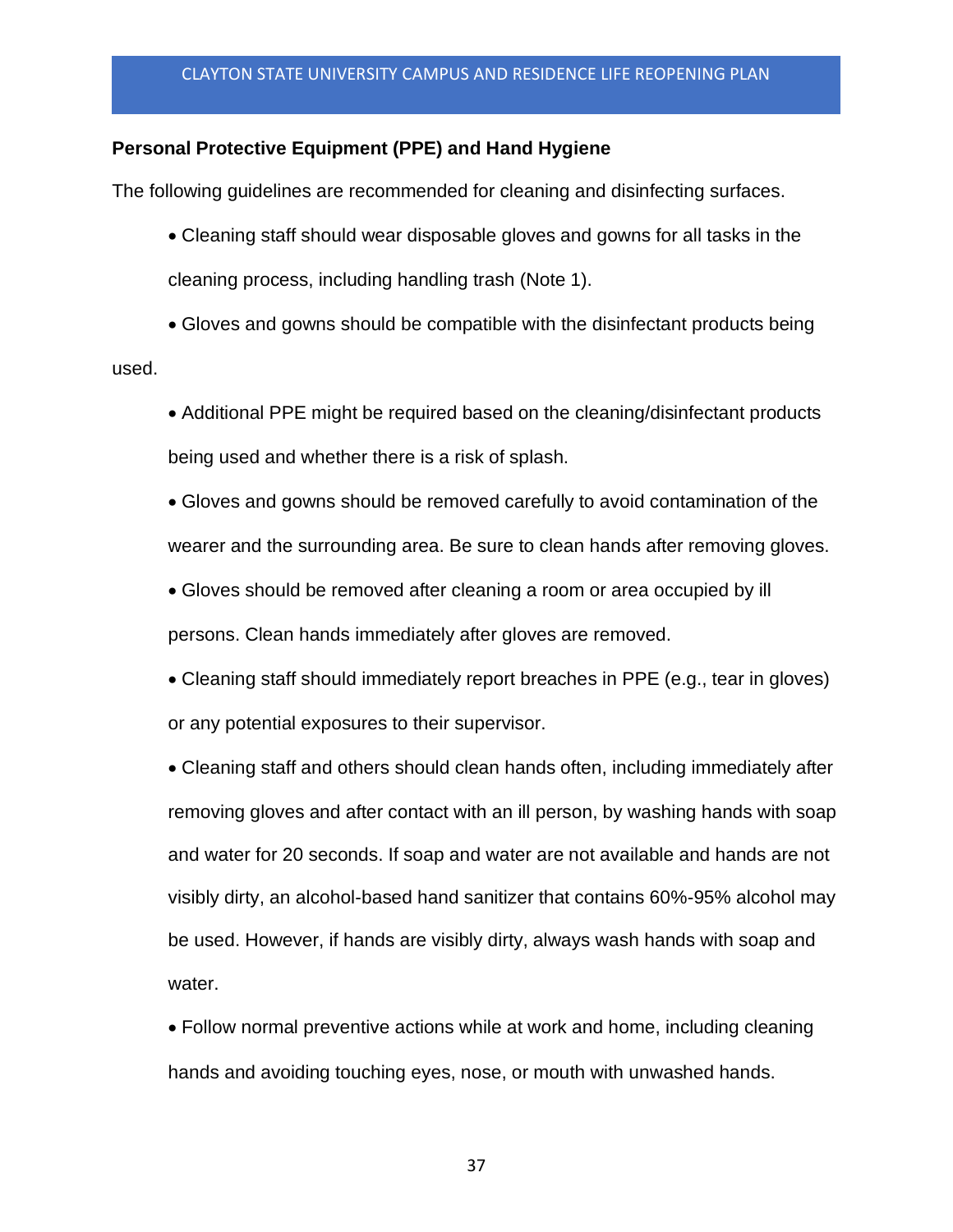**Personal Protective Equipment (PPE) and Hand Hygiene**

The following guidelines are recommended for cleaning and disinfecting surfaces.

- Cleaning staff should wear disposable gloves and gowns for all tasks in the cleaning process, including handling trash (Note 1).
- Gloves and gowns should be compatible with the disinfectant products being used.
- Additional PPE might be required based on the cleaning/disinfectant products being used and whether there is a risk of splash.
- Gloves and gowns should be removed carefully to avoid contamination of the wearer and the surrounding area. Be sure to clean hands after removing gloves.
- Gloves should be removed after cleaning a room or area occupied by ill persons. Clean hands immediately after gloves are removed.
- Cleaning staff should immediately report breaches in PPE (e.g., tear in gloves) or any potential exposures to their supervisor.
- Cleaning staff and others should clean hands often, including immediately after removing gloves and after contact with an ill person, by washing hands with soap and water for 20 seconds. If soap and water are not available and hands are not visibly dirty, an alcohol-based hand sanitizer that contains 60%-95% alcohol may be used. However, if hands are visibly dirty, always wash hands with soap and water.
- Follow normal preventive actions while at work and home, including cleaning hands and avoiding touching eyes, nose, or mouth with unwashed hands.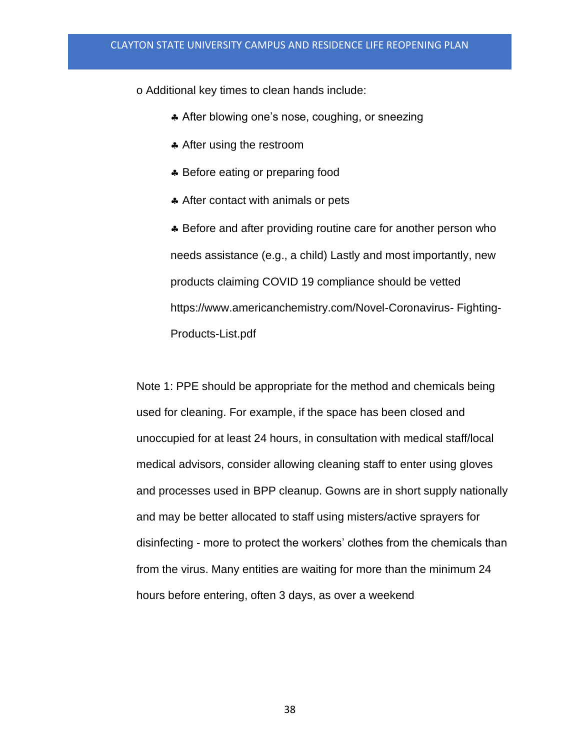o Additional key times to clean hands include:

- ♣ After blowing one’s nose, coughing, or sneezing
- ♣ After using the restroom
- ♣ Before eating or preparing food
- ♣ After contact with animals or pets
- ♣ Before and after providing routine care for another person who needs assistance (e.g., a child) Lastly and most importantly, new products claiming COVID 19 compliance should be vetted https://www.americanchemistry.com/Novel-Coronavirus- Fighting-Products-List.pdf

Note 1: PPE should be appropriate for the method and chemicals being used for cleaning. For example, if the space has been closed and unoccupied for at least 24 hours, in consultation with medical staff/local medical advisors, consider allowing cleaning staff to enter using gloves and processes used in BPP cleanup. Gowns are in short supply nationally and may be better allocated to staff using misters/active sprayers for disinfecting - more to protect the workers’ clothes from the chemicals than from the virus. Many entities are waiting for more than the minimum 24 hours before entering, often 3 days, as over a weekend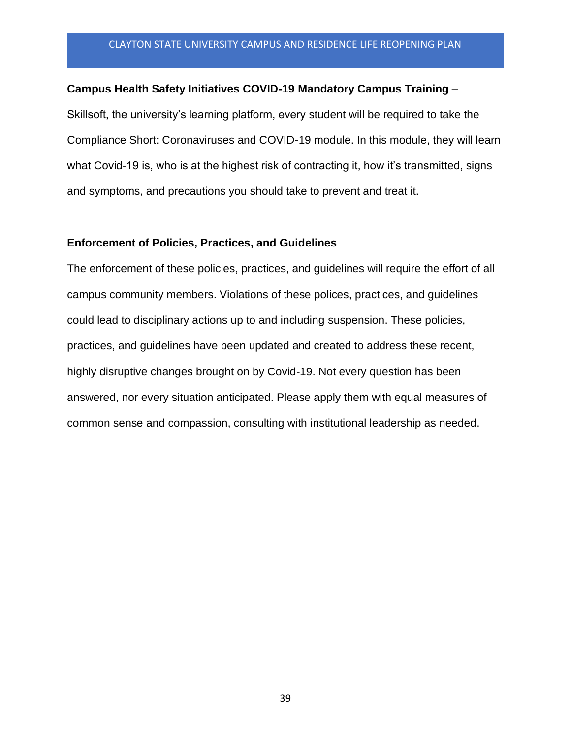**Campus Health Safety Initiatives COVID-19 Mandatory Campus Training** – Skillsoft, the university's learning platform, every student will be required to take the Compliance Short: Coronaviruses and COVID-19 module. In this module, they will learn what Covid-19 is, who is at the highest risk of contracting it, how it's transmitted, signs and symptoms, and precautions you should take to prevent and treat it.

**Enforcement of Policies, Practices, and Guidelines**

The enforcement of these policies, practices, and guidelines will require the effort of all campus community members. Violations of these polices, practices, and guidelines could lead to disciplinary actions up to and including suspension. These policies, practices, and guidelines have been updated and created to address these recent, highly disruptive changes brought on by Covid-19. Not every question has been answered, nor every situation anticipated. Please apply them with equal measures of common sense and compassion, consulting with institutional leadership as needed.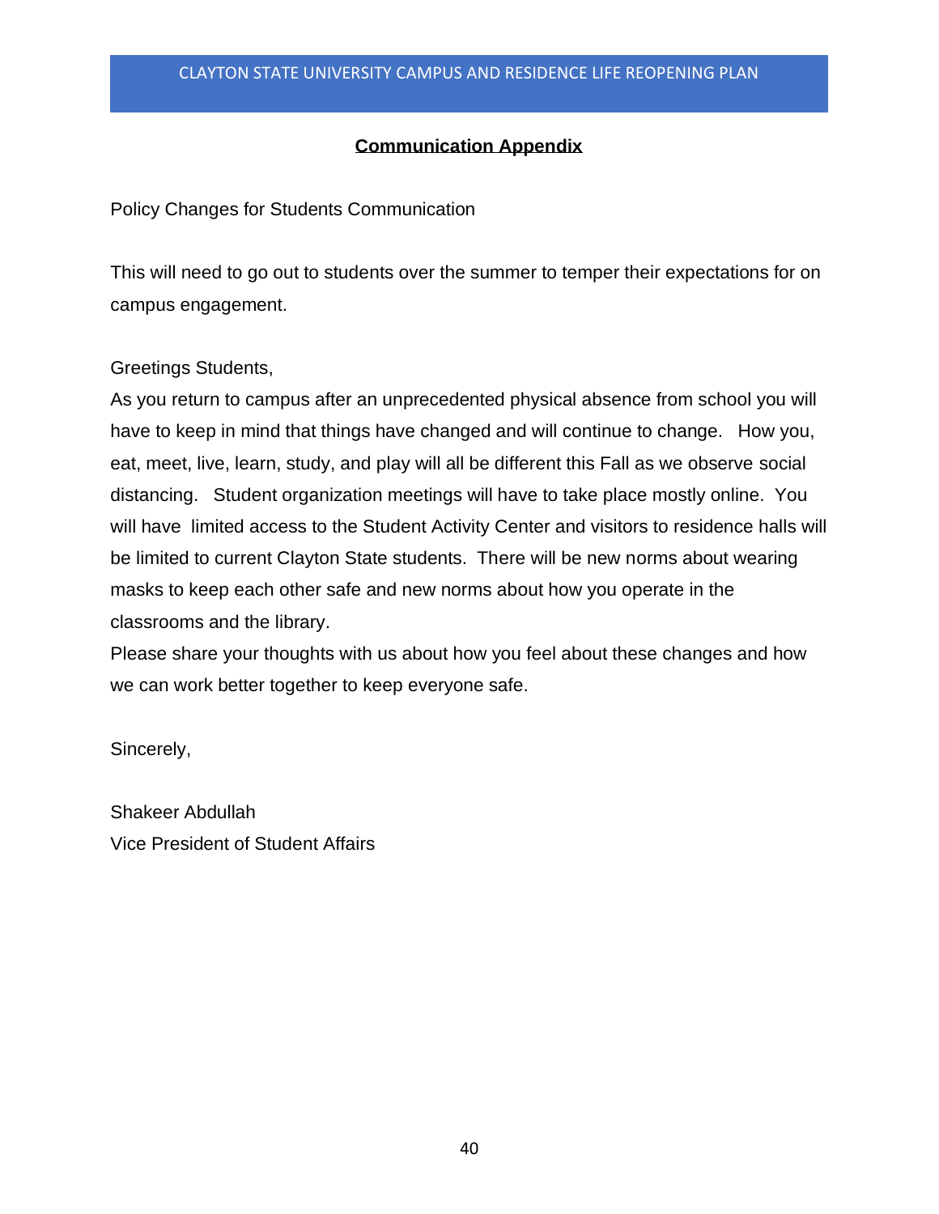## **Communication Appendix**

Policy Changes for Students Communication

This will need to go out to students over the summer to temper their expectations for on campus engagement.

Greetings Students,

As you return to campus after an unprecedented physical absence from school you will have to keep in mind that things have changed and will continue to change. How you, eat, meet, live, learn, study, and play will all be different this Fall as we observe social distancing. Student organization meetings will have to take place mostly online. You will have limited access to the Student Activity Center and visitors to residence halls will be limited to current Clayton State students. There will be new norms about wearing masks to keep each other safe and new norms about how you operate in the classrooms and the library.

Please share your thoughts with us about how you feel about these changes and how we can work better together to keep everyone safe.

Sincerely,

Shakeer Abdullah
Vice President of Student Affairs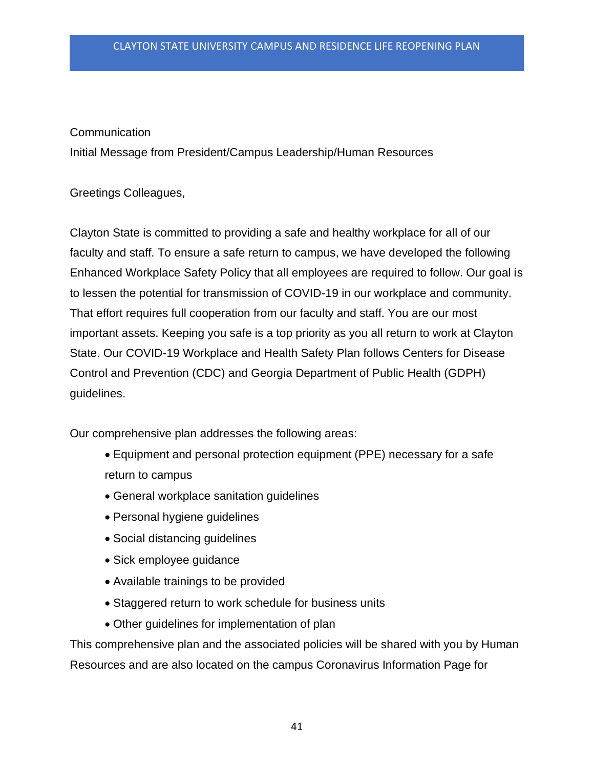Communication

Initial Message from President/Campus Leadership/Human Resources

Greetings Colleagues,

Clayton State is committed to providing a safe and healthy workplace for all of our faculty and staff. To ensure a safe return to campus, we have developed the following Enhanced Workplace Safety Policy that all employees are required to follow. Our goal is to lessen the potential for transmission of COVID-19 in our workplace and community. That effort requires full cooperation from our faculty and staff. You are our most important assets. Keeping you safe is a top priority as you all return to work at Clayton State. Our COVID-19 Workplace and Health Safety Plan follows Centers for Disease Control and Prevention (CDC) and Georgia Department of Public Health (GDPH) guidelines.

Our comprehensive plan addresses the following areas:

- Equipment and personal protection equipment (PPE) necessary for a safe return to campus
- General workplace sanitation guidelines
- Personal hygiene guidelines
- Social distancing guidelines
- Sick employee guidance
- Available trainings to be provided
- Staggered return to work schedule for business units
- Other guidelines for implementation of plan

This comprehensive plan and the associated policies will be shared with you by Human Resources and are also located on the campus Coronavirus Information Page for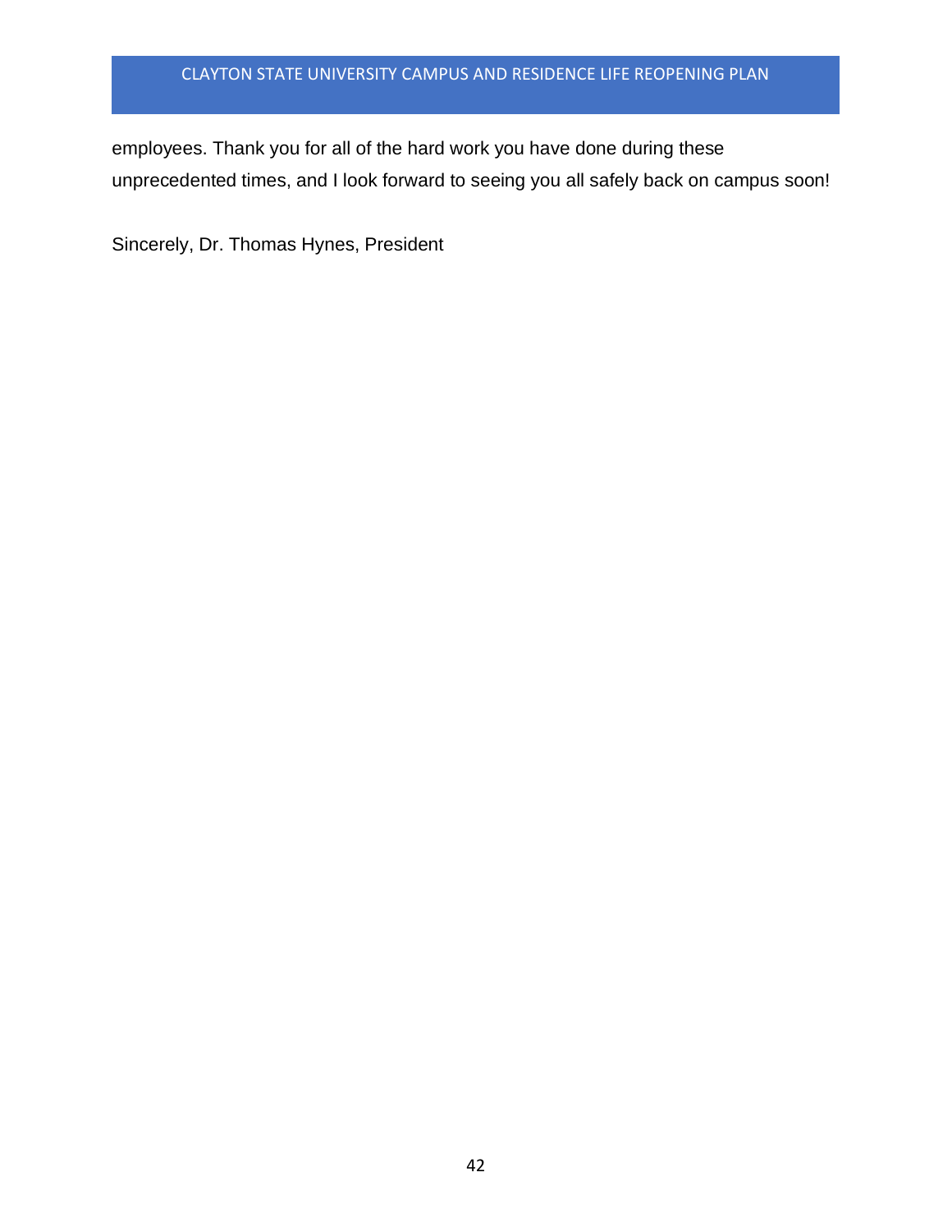employees. Thank you for all of the hard work you have done during these unprecedented times, and I look forward to seeing you all safely back on campus soon!

Sincerely, Dr. Thomas Hynes, President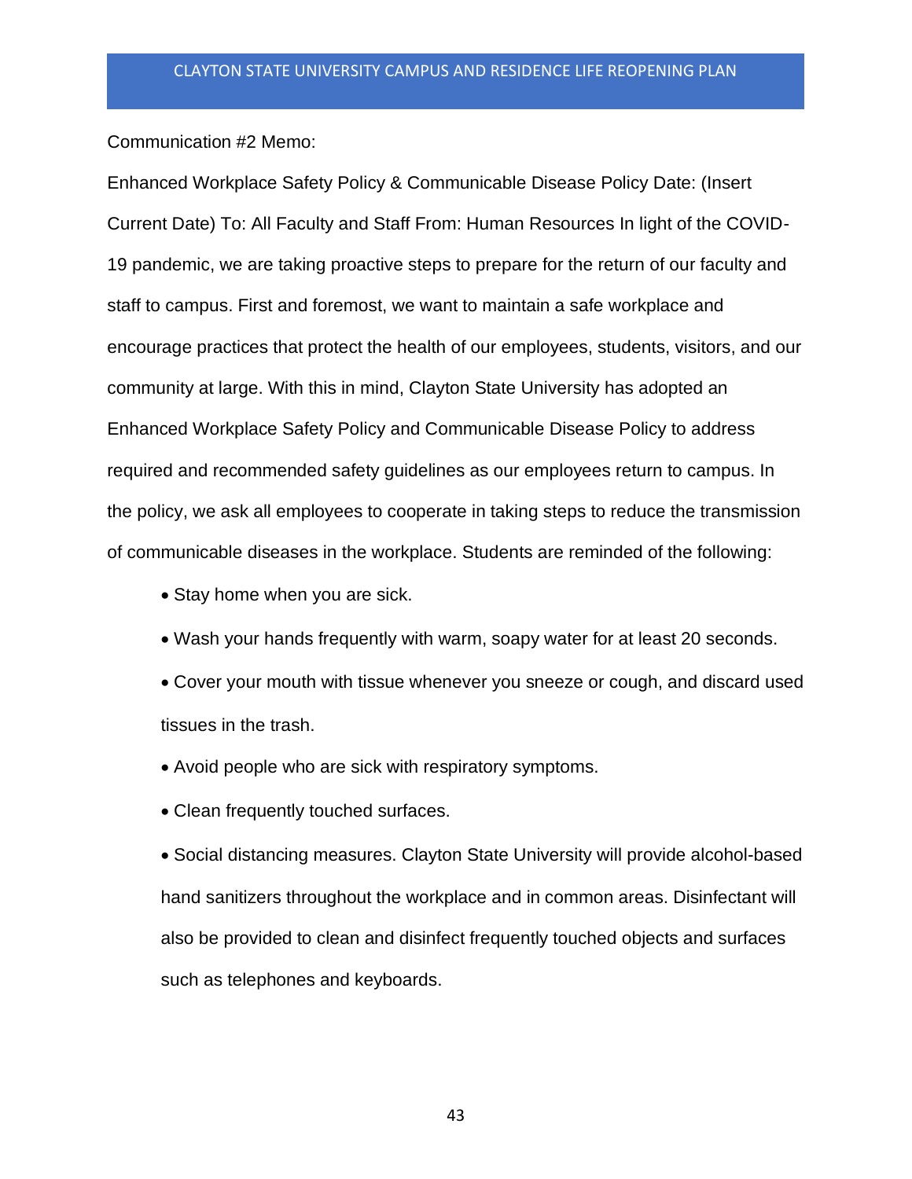Communication #2 Memo:

Enhanced Workplace Safety Policy & Communicable Disease Policy Date: (Insert Current Date) To: All Faculty and Staff From: Human Resources In light of the COVID-19 pandemic, we are taking proactive steps to prepare for the return of our faculty and staff to campus. First and foremost, we want to maintain a safe workplace and encourage practices that protect the health of our employees, students, visitors, and our community at large. With this in mind, Clayton State University has adopted an Enhanced Workplace Safety Policy and Communicable Disease Policy to address required and recommended safety guidelines as our employees return to campus. In the policy, we ask all employees to cooperate in taking steps to reduce the transmission of communicable diseases in the workplace. Students are reminded of the following:

- Stay home when you are sick.
- Wash your hands frequently with warm, soapy water for at least 20 seconds.
- Cover your mouth with tissue whenever you sneeze or cough, and discard used tissues in the trash.
- Avoid people who are sick with respiratory symptoms.
- Clean frequently touched surfaces.
- Social distancing measures. Clayton State University will provide alcohol-based hand sanitizers throughout the workplace and in common areas. Disinfectant will also be provided to clean and disinfect frequently touched objects and surfaces such as telephones and keyboards.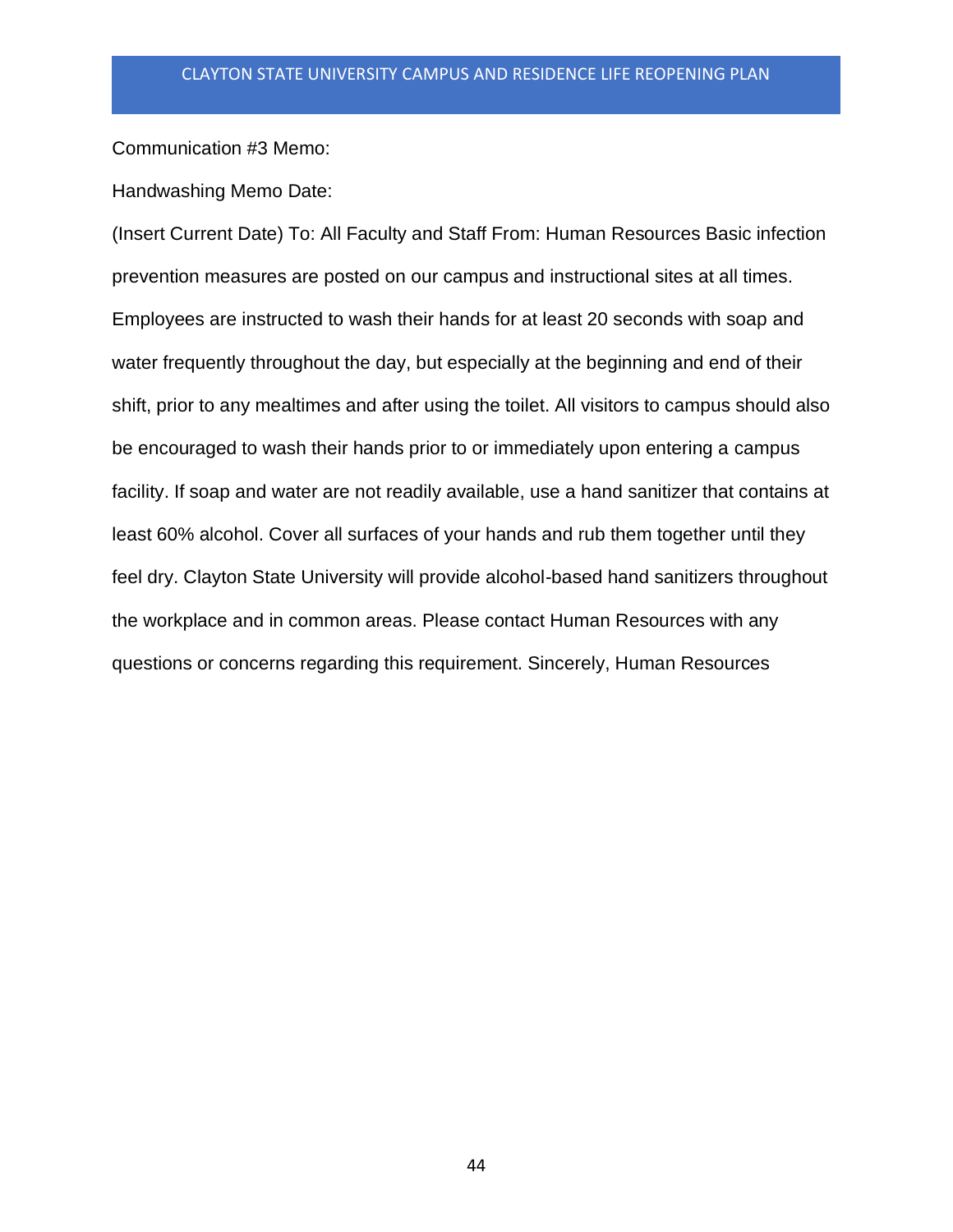Communication #3 Memo:

Handwashing Memo Date:

(Insert Current Date) To: All Faculty and Staff From: Human Resources Basic infection prevention measures are posted on our campus and instructional sites at all times. Employees are instructed to wash their hands for at least 20 seconds with soap and water frequently throughout the day, but especially at the beginning and end of their shift, prior to any mealtimes and after using the toilet. All visitors to campus should also be encouraged to wash their hands prior to or immediately upon entering a campus facility. If soap and water are not readily available, use a hand sanitizer that contains at least 60% alcohol. Cover all surfaces of your hands and rub them together until they feel dry. Clayton State University will provide alcohol-based hand sanitizers throughout the workplace and in common areas. Please contact Human Resources with any questions or concerns regarding this requirement. Sincerely, Human Resources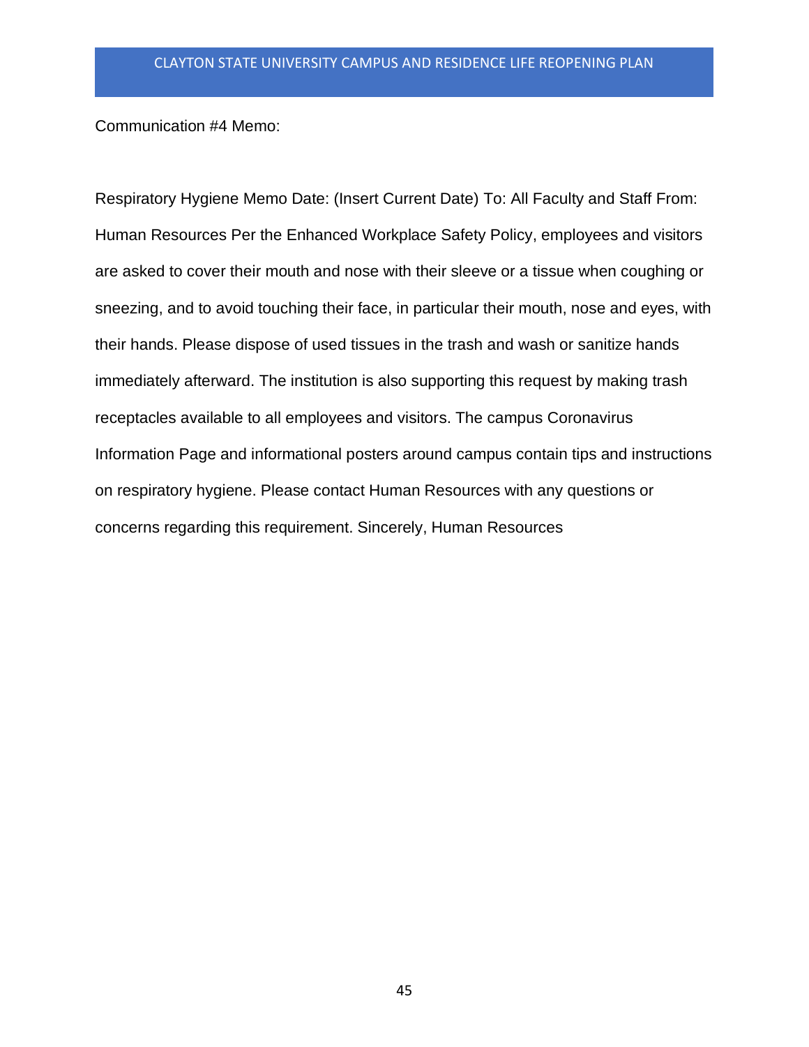Communication #4 Memo:

Respiratory Hygiene Memo Date: (Insert Current Date) To: All Faculty and Staff From: Human Resources Per the Enhanced Workplace Safety Policy, employees and visitors are asked to cover their mouth and nose with their sleeve or a tissue when coughing or sneezing, and to avoid touching their face, in particular their mouth, nose and eyes, with their hands. Please dispose of used tissues in the trash and wash or sanitize hands immediately afterward. The institution is also supporting this request by making trash receptacles available to all employees and visitors. The campus Coronavirus Information Page and informational posters around campus contain tips and instructions on respiratory hygiene. Please contact Human Resources with any questions or concerns regarding this requirement. Sincerely, Human Resources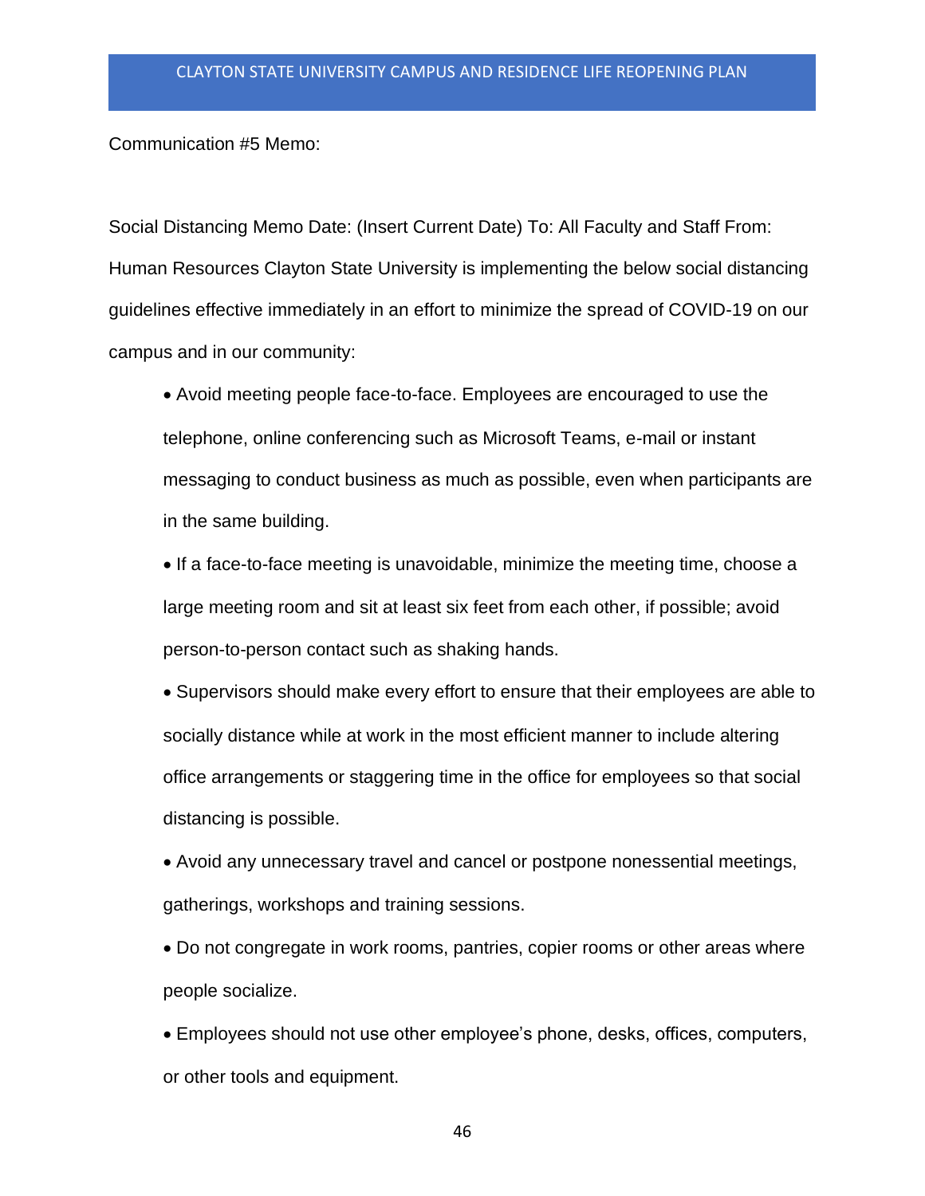Communication #5 Memo:

Social Distancing Memo Date: (Insert Current Date) To: All Faculty and Staff From: Human Resources Clayton State University is implementing the below social distancing guidelines effective immediately in an effort to minimize the spread of COVID-19 on our campus and in our community:

- Avoid meeting people face-to-face. Employees are encouraged to use the telephone, online conferencing such as Microsoft Teams, e-mail or instant messaging to conduct business as much as possible, even when participants are in the same building.
- If a face-to-face meeting is unavoidable, minimize the meeting time, choose a large meeting room and sit at least six feet from each other, if possible; avoid person-to-person contact such as shaking hands.
- Supervisors should make every effort to ensure that their employees are able to socially distance while at work in the most efficient manner to include altering office arrangements or staggering time in the office for employees so that social distancing is possible.
- Avoid any unnecessary travel and cancel or postpone nonessential meetings, gatherings, workshops and training sessions.
- Do not congregate in work rooms, pantries, copier rooms or other areas where people socialize.
- Employees should not use other employee's phone, desks, offices, computers, or other tools and equipment.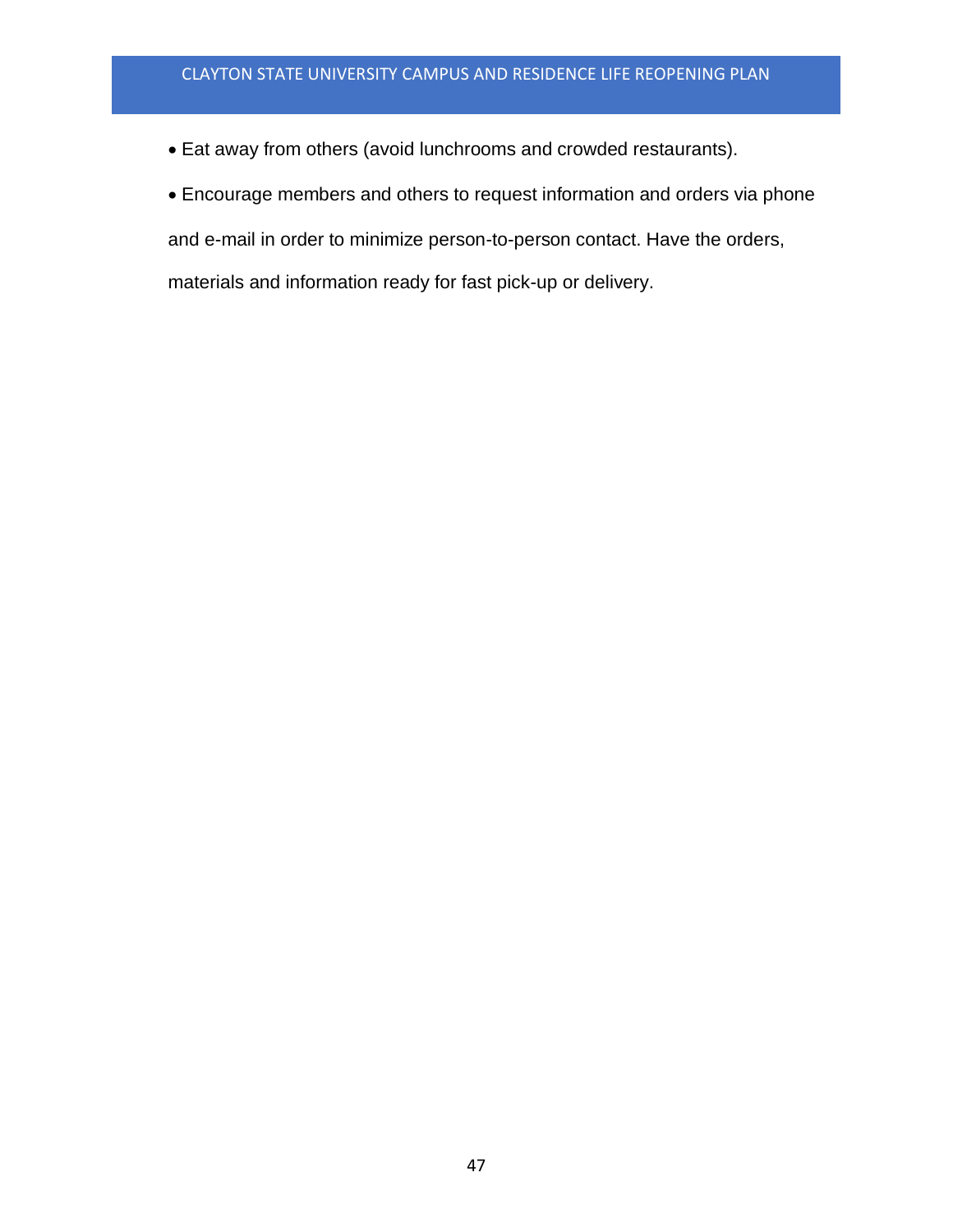- Eat away from others (avoid lunchrooms and crowded restaurants).
- Encourage members and others to request information and orders via phone and e-mail in order to minimize person-to-person contact. Have the orders, materials and information ready for fast pick-up or delivery.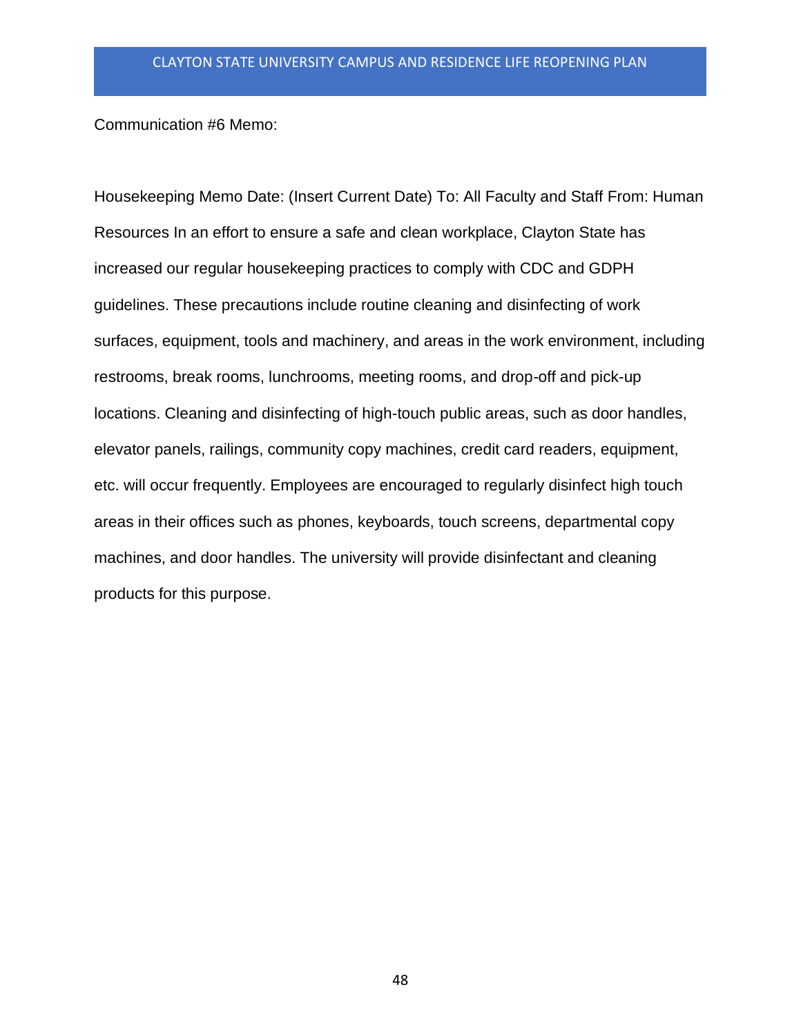Communication #6 Memo:

Housekeeping Memo Date: (Insert Current Date) To: All Faculty and Staff From: Human Resources In an effort to ensure a safe and clean workplace, Clayton State has increased our regular housekeeping practices to comply with CDC and GDPH guidelines. These precautions include routine cleaning and disinfecting of work surfaces, equipment, tools and machinery, and areas in the work environment, including restrooms, break rooms, lunchrooms, meeting rooms, and drop-off and pick-up locations. Cleaning and disinfecting of high-touch public areas, such as door handles, elevator panels, railings, community copy machines, credit card readers, equipment, etc. will occur frequently. Employees are encouraged to regularly disinfect high touch areas in their offices such as phones, keyboards, touch screens, departmental copy machines, and door handles. The university will provide disinfectant and cleaning products for this purpose.